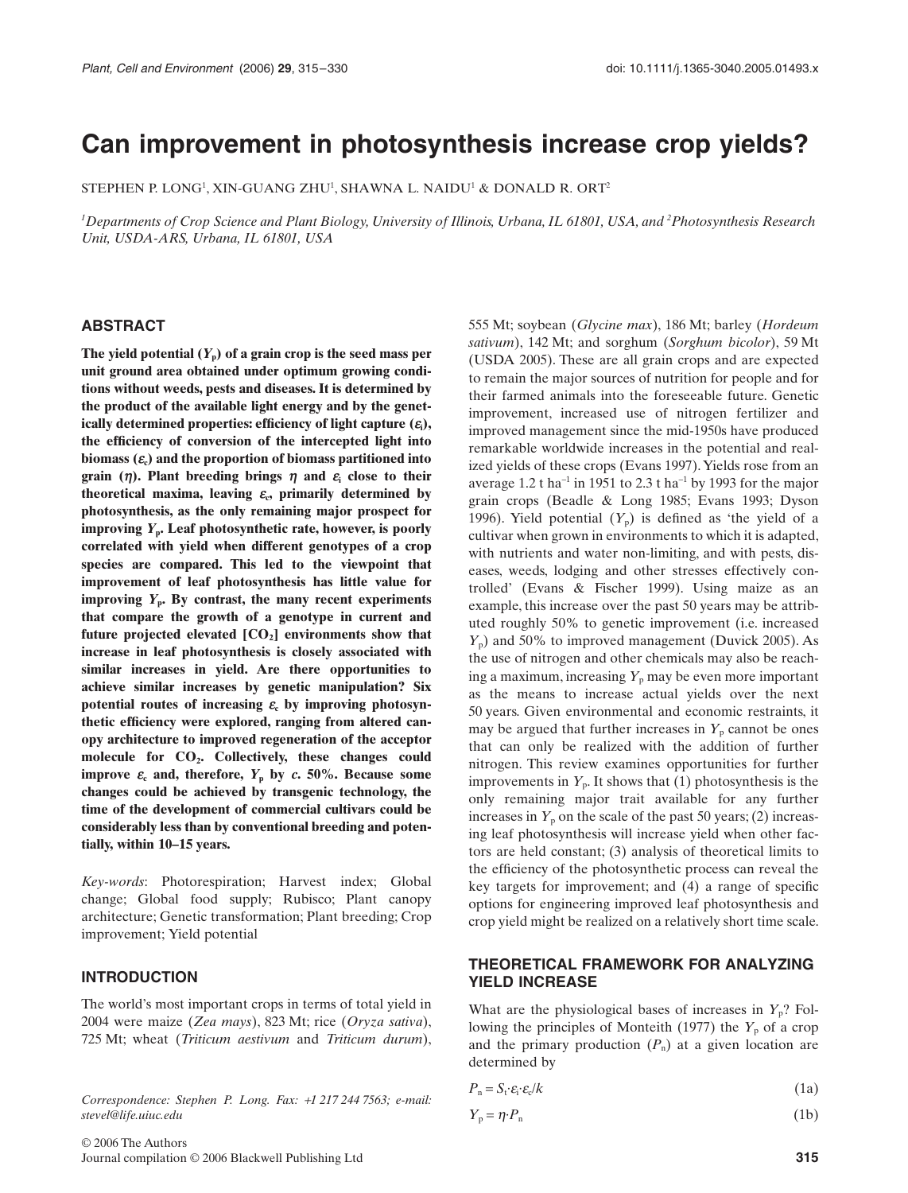# Can improvement in photosynthesis increase crop yields?

STEPHEN P. LONG[1], XIN-GUANG ZHU[1], SHAWNA L. NAIDU[1] & DONALD R. ORT[2]

[1]*Departments of Crop Science and Plant Biology, University of Illinois, Urbana, IL 61801, USA, and* [2]*Photosynthesis Research Unit, USDA-ARS, Urbana, IL 61801, USA*

## ABSTRACT

**The yield potential ($Y_p$) of a grain crop is the seed mass per unit ground area obtained under optimum growing conditions without weeds, pests and diseases. It is determined by the product of the available light energy and by the genetically determined properties: efficiency of light capture ($\varepsilon_i$), the efficiency of conversion of the intercepted light into biomass ($\varepsilon_c$) and the proportion of biomass partitioned into grain ($\eta$). Plant breeding brings $\eta$ and $\varepsilon_i$ close to their theoretical maxima, leaving $\varepsilon_c$, primarily determined by photosynthesis, as the only remaining major prospect for improving $Y_p$. Leaf photosynthetic rate, however, is poorly correlated with yield when different genotypes of a crop species are compared. This led to the viewpoint that improvement of leaf photosynthesis has little value for improving $Y_p$. By contrast, the many recent experiments that compare the growth of a genotype in current and future projected elevated [$CO_2$] environments show that increase in leaf photosynthesis is closely associated with similar increases in yield. Are there opportunities to achieve similar increases by genetic manipulation? Six potential routes of increasing $\varepsilon_c$ by improving photosynthetic efficiency were explored, ranging from altered canopy architecture to improved regeneration of the acceptor molecule for $CO_2$. Collectively, these changes could improve $\varepsilon_c$ and, therefore, $Y_p$ by *c*. 50%. Because some changes could be achieved by transgenic technology, the time of the development of commercial cultivars could be considerably less than by conventional breeding and potentially, within 10–15 years.**

*Key-words*: Photorespiration; Harvest index; Global change; Global food supply; Rubisco; Plant canopy architecture; Genetic transformation; Plant breeding; Crop improvement; Yield potential

## INTRODUCTION

The world's most important crops in terms of total yield in 2004 were maize (*Zea mays*), 823 Mt; rice (*Oryza sativa*), 725 Mt; wheat (*Triticum aestivum* and *Triticum durum*), 555 Mt; soybean (*Glycine max*), 186 Mt; barley (*Hordeum sativum*), 142 Mt; and sorghum (*Sorghum bicolor*), 59 Mt (USDA 2005). These are all grain crops and are expected to remain the major sources of nutrition for people and for their farmed animals into the foreseeable future. Genetic improvement, increased use of nitrogen fertilizer and improved management since the mid-1950s have produced remarkable worldwide increases in the potential and realized yields of these crops (Evans 1997). Yields rose from an average 1.2 t ha$^{-1}$ in 1951 to 2.3 t ha$^{-1}$ by 1993 for the major grain crops (Beadle & Long 1985; Evans 1993; Dyson 1996). Yield potential ($Y_p$) is defined as 'the yield of a cultivar when grown in environments to which it is adapted, with nutrients and water non-limiting, and with pests, diseases, weeds, lodging and other stresses effectively controlled' (Evans & Fischer 1999). Using maize as an example, this increase over the past 50 years may be attributed roughly 50% to genetic improvement (i.e. increased $Y_p$) and 50% to improved management (Duvick 2005). As the use of nitrogen and other chemicals may also be reaching a maximum, increasing $Y_p$ may be even more important as the means to increase actual yields over the next 50 years. Given environmental and economic restraints, it may be argued that further increases in $Y_p$ cannot be ones that can only be realized with the addition of further nitrogen. This review examines opportunities for further improvements in $Y_p$. It shows that (1) photosynthesis is the only remaining major trait available for any further increases in $Y_p$ on the scale of the past 50 years; (2) increasing leaf photosynthesis will increase yield when other factors are held constant; (3) analysis of theoretical limits to the efficiency of the photosynthetic process can reveal the key targets for improvement; and (4) a range of specific options for engineering improved leaf photosynthesis and crop yield might be realized on a relatively short time scale.

## THEORETICAL FRAMEWORK FOR ANALYZING YIELD INCREASE

What are the physiological bases of increases in $Y_p$? Following the principles of Monteith (1977) the $Y_p$ of a crop and the primary production ($P_n$) at a given location are determined by

$$P_n = S_t \cdot \varepsilon_i \cdot \varepsilon_c / k \tag{1a}$$

$$Y_p = \eta \cdot P_n \tag{1b}$$

Correspondence: Stephen P. Long. Fax: +1 217 244 7563; e-mail: stevel@life.uiuc.edu

© 2006 The Authors
Journal compilation © 2006 Blackwell Publishing Ltd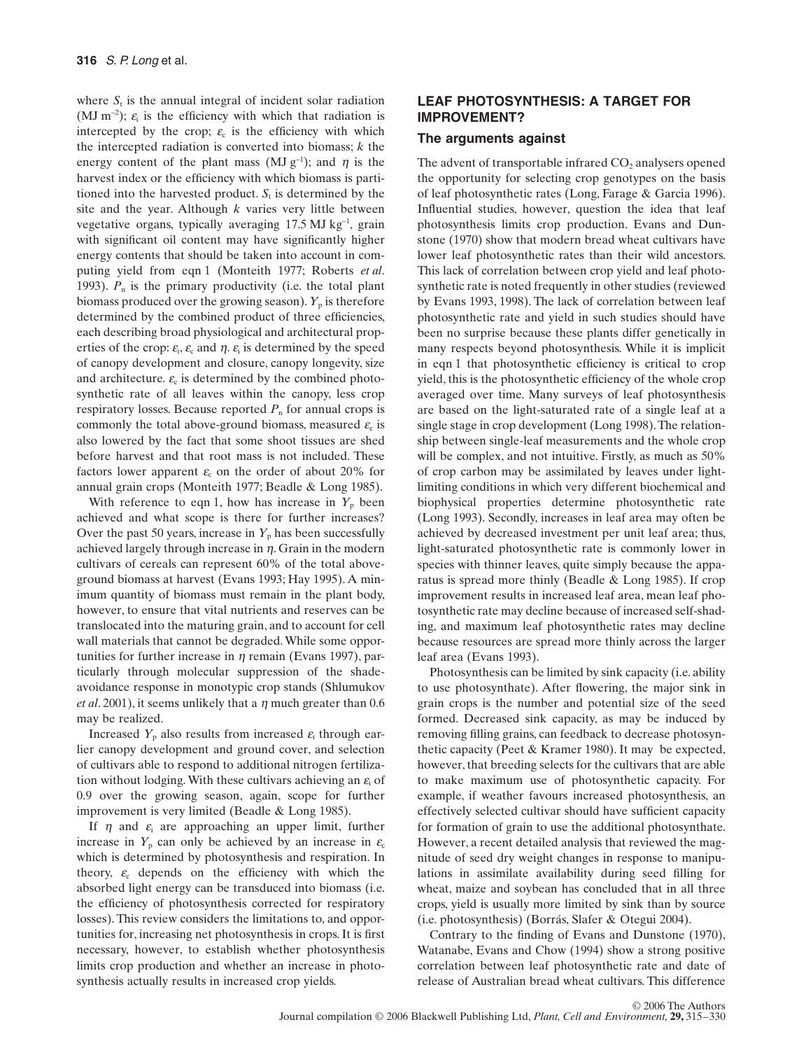where $S_t$ is the annual integral of incident solar radiation (MJ $m^{-2}$); $\varepsilon_i$ is the efficiency with which that radiation is intercepted by the crop; $\varepsilon_c$ is the efficiency with which the intercepted radiation is converted into biomass; $k$ the energy content of the plant mass (MJ $g^{-1}$); and $\eta$ is the harvest index or the efficiency with which biomass is partitioned into the harvested product. $S_t$ is determined by the site and the year. Although $k$ varies very little between vegetative organs, typically averaging 17.5 MJ $kg^{-1}$, grain with significant oil content may have significantly higher energy contents that should be taken into account in computing yield from eqn 1 (Monteith 1977; Roberts *et al*. 1993). $P_n$ is the primary productivity (i.e. the total plant biomass produced over the growing season). $Y_p$ is therefore determined by the combined product of three efficiencies, each describing broad physiological and architectural properties of the crop: $\varepsilon_i$, $\varepsilon_c$ and $\eta$. $\varepsilon_i$ is determined by the speed of canopy development and closure, canopy longevity, size and architecture. $\varepsilon_c$ is determined by the combined photosynthetic rate of all leaves within the canopy, less crop respiratory losses. Because reported $P_n$ for annual crops is commonly the total above-ground biomass, measured $\varepsilon_c$ is also lowered by the fact that some shoot tissues are shed before harvest and that root mass is not included. These factors lower apparent $\varepsilon_c$ on the order of about 20% for annual grain crops (Monteith 1977; Beadle & Long 1985).

With reference to eqn 1, how has increase in $Y_p$ been achieved and what scope is there for further increases? Over the past 50 years, increase in $Y_p$ has been successfully achieved largely through increase in $\eta$. Grain in the modern cultivars of cereals can represent 60% of the total above-ground biomass at harvest (Evans 1993; Hay 1995). A minimum quantity of biomass must remain in the plant body, however, to ensure that vital nutrients and reserves can be translocated into the maturing grain, and to account for cell wall materials that cannot be degraded. While some opportunities for further increase in $\eta$ remain (Evans 1997), particularly through molecular suppression of the shade-avoidance response in monotypic crop stands (Shlumukov *et al*. 2001), it seems unlikely that a $\eta$ much greater than 0.6 may be realized.

Increased $Y_p$ also results from increased $\varepsilon_i$ through earlier canopy development and ground cover, and selection of cultivars able to respond to additional nitrogen fertilization without lodging. With these cultivars achieving an $\varepsilon_i$ of 0.9 over the growing season, again, scope for further improvement is very limited (Beadle & Long 1985).

If $\eta$ and $\varepsilon_i$ are approaching an upper limit, further increase in $Y_p$ can only be achieved by an increase in $\varepsilon_c$ which is determined by photosynthesis and respiration. In theory, $\varepsilon_c$ depends on the efficiency with which the absorbed light energy can be transduced into biomass (i.e. the efficiency of photosynthesis corrected for respiratory losses). This review considers the limitations to, and opportunities for, increasing net photosynthesis in crops. It is first necessary, however, to establish whether photosynthesis limits crop production and whether an increase in photosynthesis actually results in increased crop yields.

## LEAF PHOTOSYNTHESIS: A TARGET FOR IMPROVEMENT?

### The arguments against

The advent of transportable infrared $CO_2$ analysers opened the opportunity for selecting crop genotypes on the basis of leaf photosynthetic rates (Long, Farage & Garcia 1996). Influential studies, however, question the idea that leaf photosynthesis limits crop production. Evans and Dunstone (1970) show that modern bread wheat cultivars have lower leaf photosynthetic rates than their wild ancestors. This lack of correlation between crop yield and leaf photosynthetic rate is noted frequently in other studies (reviewed by Evans 1993, 1998). The lack of correlation between leaf photosynthetic rate and yield in such studies should have been no surprise because these plants differ genetically in many respects beyond photosynthesis. While it is implicit in eqn 1 that photosynthetic efficiency is critical to crop yield, this is the photosynthetic efficiency of the whole crop averaged over time. Many surveys of leaf photosynthesis are based on the light-saturated rate of a single leaf at a single stage in crop development (Long 1998). The relationship between single-leaf measurements and the whole crop will be complex, and not intuitive. Firstly, as much as 50% of crop carbon may be assimilated by leaves under light-limiting conditions in which very different biochemical and biophysical properties determine photosynthetic rate (Long 1993). Secondly, increases in leaf area may often be achieved by decreased investment per unit leaf area; thus, light-saturated photosynthetic rate is commonly lower in species with thinner leaves, quite simply because the apparatus is spread more thinly (Beadle & Long 1985). If crop improvement results in increased leaf area, mean leaf photosynthetic rate may decline because of increased self-shading, and maximum leaf photosynthetic rates may decline because resources are spread more thinly across the larger leaf area (Evans 1993).

Photosynthesis can be limited by sink capacity (i.e. ability to use photosynthate). After flowering, the major sink in grain crops is the number and potential size of the seed formed. Decreased sink capacity, as may be induced by removing filling grains, can feedback to decrease photosynthetic capacity (Peet & Kramer 1980). It may be expected, however, that breeding selects for the cultivars that are able to make maximum use of photosynthetic capacity. For example, if weather favours increased photosynthesis, an effectively selected cultivar should have sufficient capacity for formation of grain to use the additional photosynthate. However, a recent detailed analysis that reviewed the magnitude of seed dry weight changes in response to manipulations in assimilate availability during seed filling for wheat, maize and soybean has concluded that in all three crops, yield is usually more limited by sink than by source (i.e. photosynthesis) (Borrás, Slafer & Otegui 2004).

Contrary to the finding of Evans and Dunstone (1970), Watanabe, Evans and Chow (1994) show a strong positive correlation between leaf photosynthetic rate and date of release of Australian bread wheat cultivars. This difference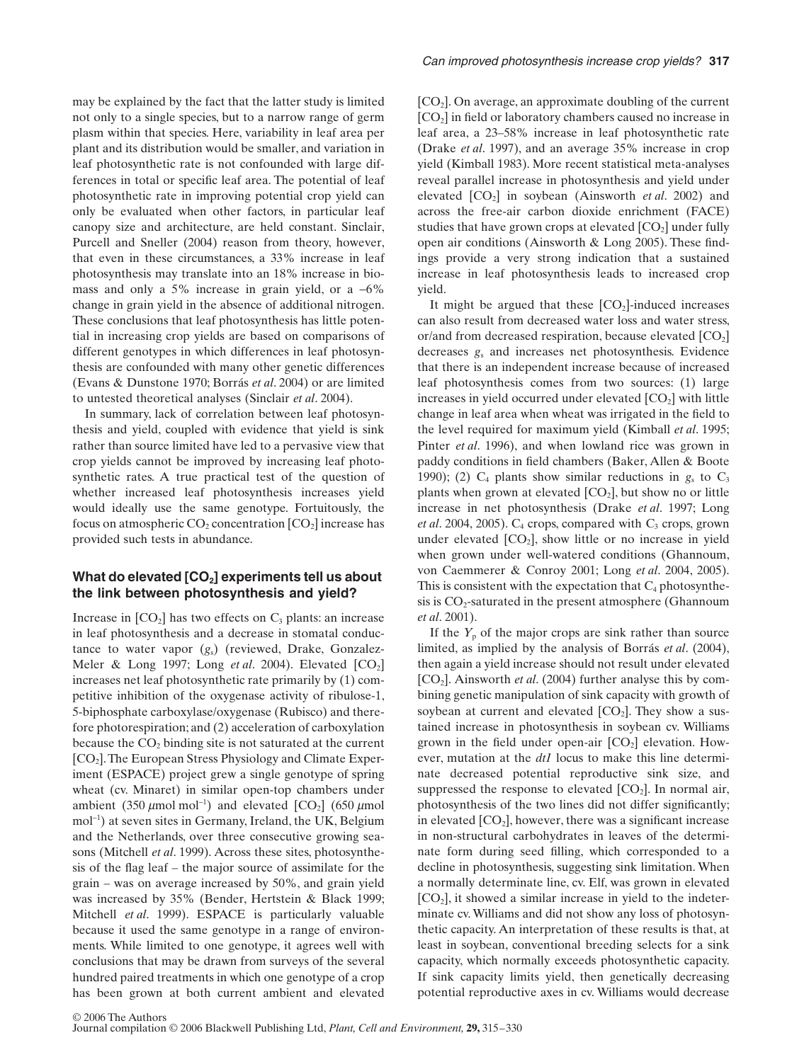may be explained by the fact that the latter study is limited not only to a single species, but to a narrow range of germ plasm within that species. Here, variability in leaf area per plant and its distribution would be smaller, and variation in leaf photosynthetic rate is not confounded with large differences in total or specific leaf area. The potential of leaf photosynthetic rate in improving potential crop yield can only be evaluated when other factors, in particular leaf canopy size and architecture, are held constant. Sinclair, Purcell and Sneller (2004) reason from theory, however, that even in these circumstances, a 33% increase in leaf photosynthesis may translate into an 18% increase in biomass and only a 5% increase in grain yield, or a −6% change in grain yield in the absence of additional nitrogen. These conclusions that leaf photosynthesis has little potential in increasing crop yields are based on comparisons of different genotypes in which differences in leaf photosynthesis are confounded with many other genetic differences (Evans & Dunstone 1970; Borrás *et al*. 2004) or are limited to untested theoretical analyses (Sinclair *et al*. 2004).

In summary, lack of correlation between leaf photosynthesis and yield, coupled with evidence that yield is sink rather than source limited have led to a pervasive view that crop yields cannot be improved by increasing leaf photosynthetic rates. A true practical test of the question of whether increased leaf photosynthesis increases yield would ideally use the same genotype. Fortuitously, the focus on atmospheric $CO_2$ concentration [$CO_2$] increase has provided such tests in abundance.

## What do elevated [$CO_2$] experiments tell us about the link between photosynthesis and yield?

Increase in [$CO_2$] has two effects on $C_3$ plants: an increase in leaf photosynthesis and a decrease in stomatal conductance to water vapor ($g_s$) (reviewed, Drake, Gonzalez-Meler & Long 1997; Long *et al*. 2004). Elevated [$CO_2$] increases net leaf photosynthetic rate primarily by (1) competitive inhibition of the oxygenase activity of ribulose-1, 5-biphosphate carboxylase/oxygenase (Rubisco) and therefore photorespiration; and (2) acceleration of carboxylation because the $CO_2$ binding site is not saturated at the current [$CO_2$]. The European Stress Physiology and Climate Experiment (ESPACE) project grew a single genotype of spring wheat (cv. Minaret) in similar open-top chambers under ambient (350 $\mu$mol mol$^{-1}$) and elevated [$CO_2$] (650 $\mu$mol mol$^{-1}$) at seven sites in Germany, Ireland, the UK, Belgium and the Netherlands, over three consecutive growing seasons (Mitchell *et al*. 1999). Across these sites, photosynthesis of the flag leaf – the major source of assimilate for the grain – was on average increased by 50%, and grain yield was increased by 35% (Bender, Hertstein & Black 1999; Mitchell *et al*. 1999). ESPACE is particularly valuable because it used the same genotype in a range of environments. While limited to one genotype, it agrees well with conclusions that may be drawn from surveys of the several hundred paired treatments in which one genotype of a crop has been grown at both current ambient and elevated [$CO_2$]. On average, an approximate doubling of the current [$CO_2$] in field or laboratory chambers caused no increase in leaf area, a 23–58% increase in leaf photosynthetic rate (Drake *et al*. 1997), and an average 35% increase in crop yield (Kimball 1983). More recent statistical meta-analyses reveal parallel increase in photosynthesis and yield under elevated [$CO_2$] in soybean (Ainsworth *et al*. 2002) and across the free-air carbon dioxide enrichment (FACE) studies that have grown crops at elevated [$CO_2$] under fully open air conditions (Ainsworth & Long 2005). These findings provide a very strong indication that a sustained increase in leaf photosynthesis leads to increased crop yield.

It might be argued that these [$CO_2$]-induced increases can also result from decreased water loss and water stress, or/and from decreased respiration, because elevated [$CO_2$] decreases $g_s$ and increases net photosynthesis. Evidence that there is an independent increase because of increased leaf photosynthesis comes from two sources: (1) large increases in yield occurred under elevated [$CO_2$] with little change in leaf area when wheat was irrigated in the field to the level required for maximum yield (Kimball *et al*. 1995; Pinter *et al*. 1996), and when lowland rice was grown in paddy conditions in field chambers (Baker, Allen & Boote 1990); (2) $C_4$ plants show similar reductions in $g_s$ to $C_3$ plants when grown at elevated [$CO_2$], but show no or little increase in net photosynthesis (Drake *et al*. 1997; Long *et al*. 2004, 2005). $C_4$ crops, compared with $C_3$ crops, grown under elevated [$CO_2$], show little or no increase in yield when grown under well-watered conditions (Ghannoum, von Caemmerer & Conroy 2001; Long *et al*. 2004, 2005). This is consistent with the expectation that $C_4$ photosynthesis is $CO_2$-saturated in the present atmosphere (Ghannoum *et al*. 2001).

If the $Y_p$ of the major crops are sink rather than source limited, as implied by the analysis of Borrás *et al*. (2004), then again a yield increase should not result under elevated [$CO_2$]. Ainsworth *et al*. (2004) further analyse this by combining genetic manipulation of sink capacity with growth of soybean at current and elevated [$CO_2$]. They show a sustained increase in photosynthesis in soybean cv. Williams grown in the field under open-air [$CO_2$] elevation. However, mutation at the *dt1* locus to make this line determinate decreased potential reproductive sink size, and suppressed the response to elevated [$CO_2$]. In normal air, photosynthesis of the two lines did not differ significantly; in elevated [$CO_2$], however, there was a significant increase in non-structural carbohydrates in leaves of the determinate form during seed filling, which corresponded to a decline in photosynthesis, suggesting sink limitation. When a normally determinate line, cv. Elf, was grown in elevated [$CO_2$], it showed a similar increase in yield to the indeterminate cv. Williams and did not show any loss of photosynthetic capacity. An interpretation of these results is that, at least in soybean, conventional breeding selects for a sink capacity, which normally exceeds photosynthetic capacity. If sink capacity limits yield, then genetically decreasing potential reproductive axes in cv. Williams would decrease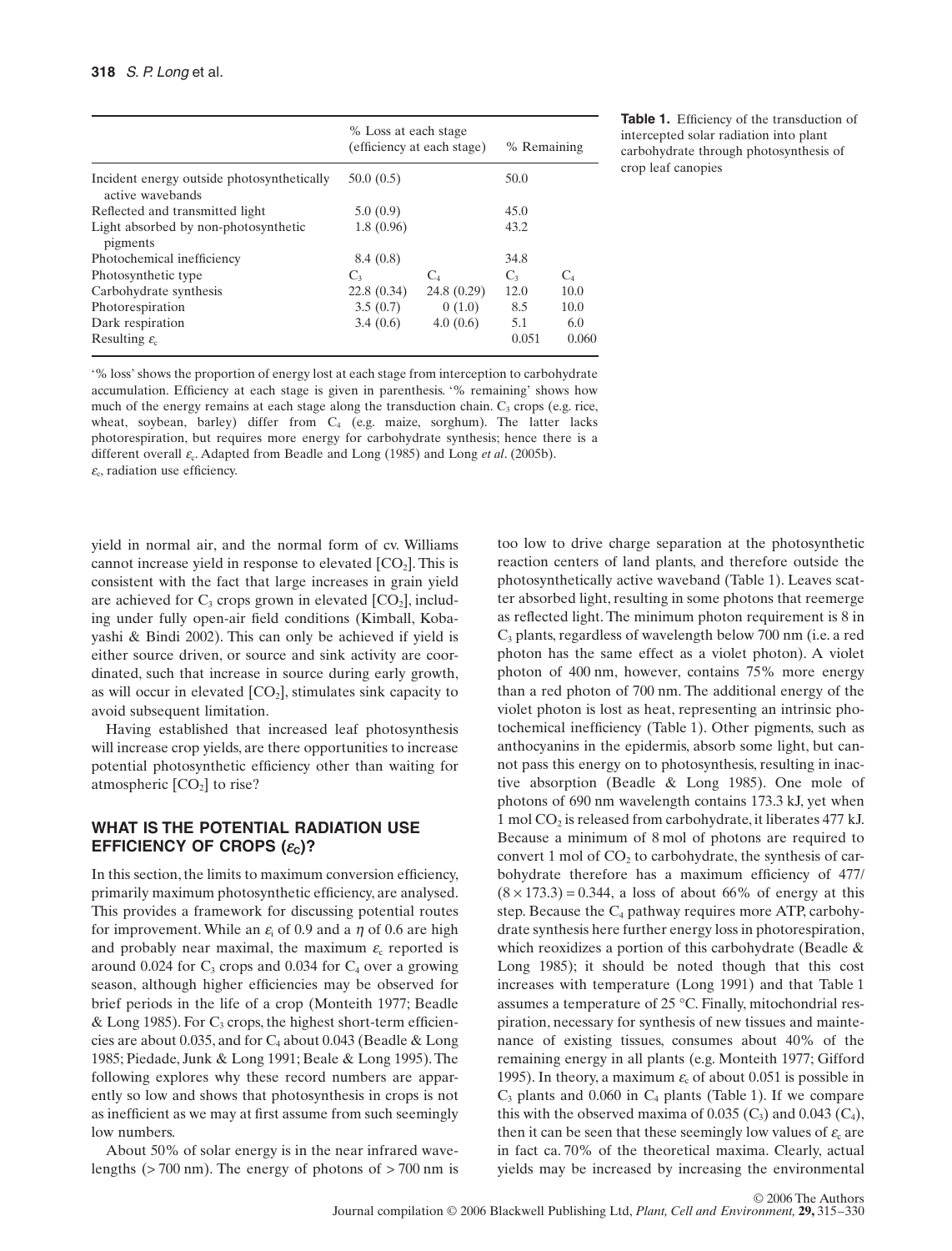| | % Loss at each stage (efficiency at each stage) | | % Remaining | |
|---|---|---|---|---|
| Incident energy outside photosynthetically active wavebands | 50.0 (0.5) | | 50.0 | |
| Reflected and transmitted light | 5.0 (0.9) | | 45.0 | |
| Light absorbed by non-photosynthetic pigments | 1.8 (0.96) | | 43.2 | |
| Photochemical inefficiency | 8.4 (0.8) | | 34.8 | |
| Photosynthetic type | $C_3$ | $C_4$ | $C_3$ | $C_4$ |
| Carbohydrate synthesis | 22.8 (0.34) | 24.8 (0.29) | 12.0 | 10.0 |
| Photorespiration | 3.5 (0.7) | 0 (1.0) | 8.5 | 10.0 |
| Dark respiration | 3.4 (0.6) | 4.0 (0.6) | 5.1 | 6.0 |
| Resulting $\varepsilon_c$ | | | 0.051 | 0.060 |

**Table 1.** Efficiency of the transduction of intercepted solar radiation into plant carbohydrate through photosynthesis of crop leaf canopies

'% loss' shows the proportion of energy lost at each stage from interception to carbohydrate accumulation. Efficiency at each stage is given in parenthesis. '% remaining' shows how much of the energy remains at each stage along the transduction chain. $C_3$ crops (e.g. rice, wheat, soybean, barley) differ from $C_4$ (e.g. maize, sorghum). The latter lacks photorespiration, but requires more energy for carbohydrate synthesis; hence there is a different overall $\varepsilon_c$. Adapted from Beadle and Long (1985) and Long *et al*. (2005b). $\varepsilon_c$, radiation use efficiency.

yield in normal air, and the normal form of cv. Williams cannot increase yield in response to elevated [$CO_2$]. This is consistent with the fact that large increases in grain yield are achieved for $C_3$ crops grown in elevated [$CO_2$], including under fully open-air field conditions (Kimball, Kobayashi & Bindi 2002). This can only be achieved if yield is either source driven, or source and sink activity are coordinated, such that increase in source during early growth, as will occur in elevated [$CO_2$], stimulates sink capacity to avoid subsequent limitation.

Having established that increased leaf photosynthesis will increase crop yields, are there opportunities to increase potential photosynthetic efficiency other than waiting for atmospheric [$CO_2$] to rise?

## WHAT IS THE POTENTIAL RADIATION USE EFFICIENCY OF CROPS ($\varepsilon_c$)?

In this section, the limits to maximum conversion efficiency, primarily maximum photosynthetic efficiency, are analysed. This provides a framework for discussing potential routes for improvement. While an $\varepsilon_i$ of 0.9 and a $\eta$ of 0.6 are high and probably near maximal, the maximum $\varepsilon_c$ reported is around 0.024 for $C_3$ crops and 0.034 for $C_4$ over a growing season, although higher efficiencies may be observed for brief periods in the life of a crop (Monteith 1977; Beadle & Long 1985). For $C_3$ crops, the highest short-term efficiencies are about 0.035, and for $C_4$ about 0.043 (Beadle & Long 1985; Piedade, Junk & Long 1991; Beale & Long 1995). The following explores why these record numbers are apparently so low and shows that photosynthesis in crops is not as inefficient as we may at first assume from such seemingly low numbers.

About 50% of solar energy is in the near infrared wavelengths (> 700 nm). The energy of photons of > 700 nm is too low to drive charge separation at the photosynthetic reaction centers of land plants, and therefore outside the photosynthetically active waveband (Table 1). Leaves scatter absorbed light, resulting in some photons that reemerge as reflected light. The minimum photon requirement is 8 in $C_3$ plants, regardless of wavelength below 700 nm (i.e. a red photon has the same effect as a violet photon). A violet photon of 400 nm, however, contains 75% more energy than a red photon of 700 nm. The additional energy of the violet photon is lost as heat, representing an intrinsic photochemical inefficiency (Table 1). Other pigments, such as anthocyanins in the epidermis, absorb some light, but cannot pass this energy on to photosynthesis, resulting in inactive absorption (Beadle & Long 1985). One mole of photons of 690 nm wavelength contains 173.3 kJ, yet when 1 mol $CO_2$ is released from carbohydrate, it liberates 477 kJ. Because a minimum of 8 mol of photons are required to convert 1 mol of $CO_2$ to carbohydrate, the synthesis of carbohydrate therefore has a maximum efficiency of $477/(8 \times 173.3) = 0.344$, a loss of about 66% of energy at this step. Because the $C_4$ pathway requires more ATP, carbohydrate synthesis here further energy loss in photorespiration, which reoxidizes a portion of this carbohydrate (Beadle & Long 1985); it should be noted though that this cost increases with temperature (Long 1991) and that Table 1 assumes a temperature of 25 °C. Finally, mitochondrial respiration, necessary for synthesis of new tissues and maintenance of existing tissues, consumes about 40% of the remaining energy in all plants (e.g. Monteith 1977; Gifford 1995). In theory, a maximum $\varepsilon_c$ of about 0.051 is possible in $C_3$ plants and 0.060 in $C_4$ plants (Table 1). If we compare this with the observed maxima of 0.035 ($C_3$) and 0.043 ($C_4$), then it can be seen that these seemingly low values of $\varepsilon_c$ are in fact ca. 70% of the theoretical maxima. Clearly, actual yields may be increased by increasing the environmental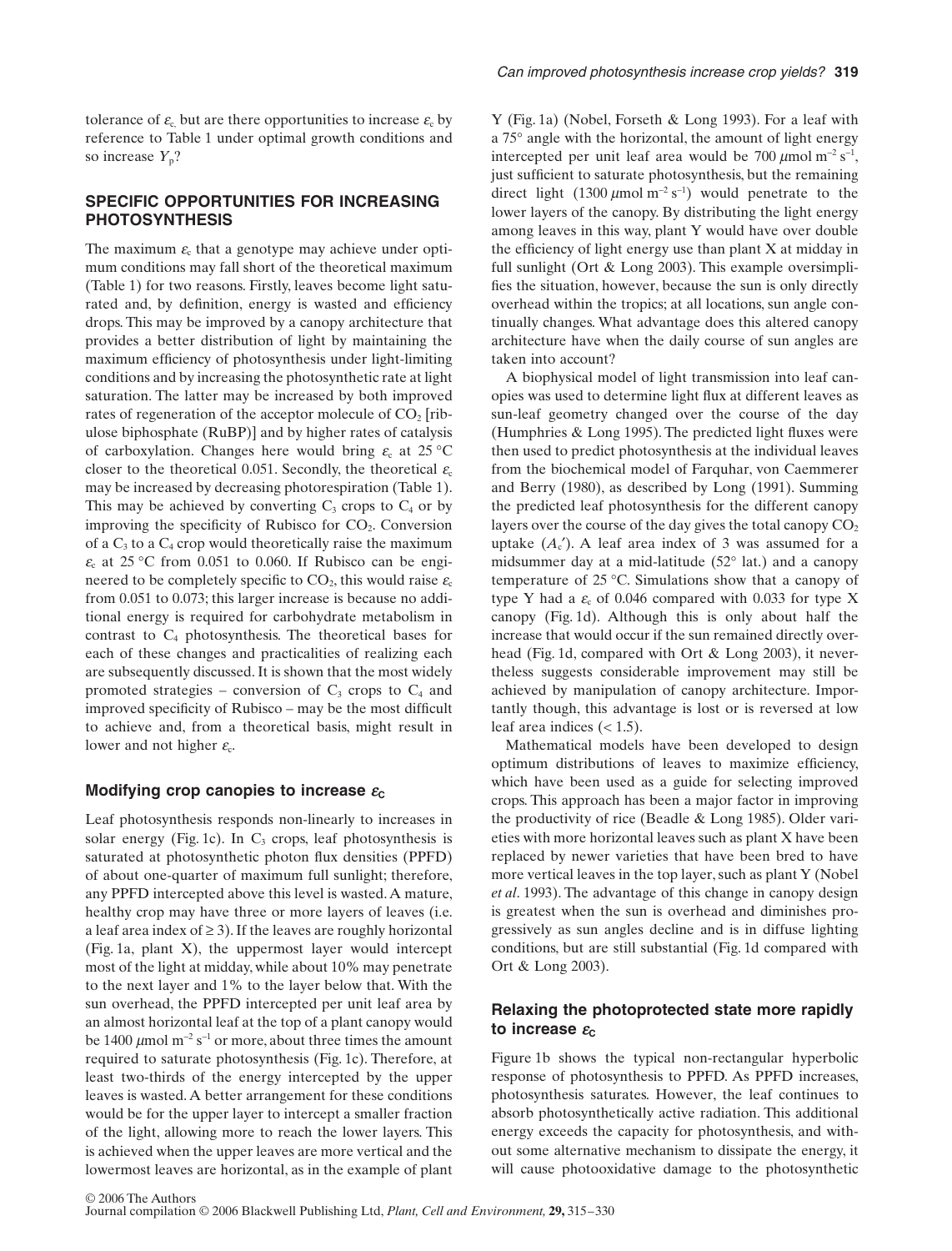tolerance of $\varepsilon_c$ but are there opportunities to increase $\varepsilon_c$ by reference to Table 1 under optimal growth conditions and so increase $Y_p$?

## SPECIFIC OPPORTUNITIES FOR INCREASING PHOTOSYNTHESIS

The maximum $\varepsilon_c$ that a genotype may achieve under optimum conditions may fall short of the theoretical maximum (Table 1) for two reasons. Firstly, leaves become light saturated and, by definition, energy is wasted and efficiency drops. This may be improved by a canopy architecture that provides a better distribution of light by maintaining the maximum efficiency of photosynthesis under light-limiting conditions and by increasing the photosynthetic rate at light saturation. The latter may be increased by both improved rates of regeneration of the acceptor molecule of $CO_2$ [ribulose biphosphate (RuBP)] and by higher rates of catalysis of carboxylation. Changes here would bring $\varepsilon_c$ at 25 °C closer to the theoretical 0.051. Secondly, the theoretical $\varepsilon_c$ may be increased by decreasing photorespiration (Table 1). This may be achieved by converting $C_3$ crops to $C_4$ or by improving the specificity of Rubisco for $CO_2$. Conversion of a $C_3$ to a $C_4$ crop would theoretically raise the maximum $\varepsilon_c$ at 25 °C from 0.051 to 0.060. If Rubisco can be engineered to be completely specific to $CO_2$, this would raise $\varepsilon_c$ from 0.051 to 0.073; this larger increase is because no additional energy is required for carbohydrate metabolism in contrast to $C_4$ photosynthesis. The theoretical bases for each of these changes and practicalities of realizing each are subsequently discussed. It is shown that the most widely promoted strategies – conversion of $C_3$ crops to $C_4$ and improved specificity of Rubisco – may be the most difficult to achieve and, from a theoretical basis, might result in lower and not higher $\varepsilon_c$.

### Modifying crop canopies to increase $\varepsilon_c$

Leaf photosynthesis responds non-linearly to increases in solar energy (Fig. 1c). In $C_3$ crops, leaf photosynthesis is saturated at photosynthetic photon flux densities (PPFD) of about one-quarter of maximum full sunlight; therefore, any PPFD intercepted above this level is wasted. A mature, healthy crop may have three or more layers of leaves (i.e. a leaf area index of ≥ 3). If the leaves are roughly horizontal (Fig. 1a, plant X), the uppermost layer would intercept most of the light at midday, while about 10% may penetrate to the next layer and 1% to the layer below that. With the sun overhead, the PPFD intercepted per unit leaf area by an almost horizontal leaf at the top of a plant canopy would be 1400 $\mu$mol m$^{-2}$ s$^{-1}$ or more, about three times the amount required to saturate photosynthesis (Fig. 1c). Therefore, at least two-thirds of the energy intercepted by the upper leaves is wasted. A better arrangement for these conditions would be for the upper layer to intercept a smaller fraction of the light, allowing more to reach the lower layers. This is achieved when the upper leaves are more vertical and the lowermost leaves are horizontal, as in the example of plant Y (Fig. 1a) (Nobel, Forseth & Long 1993). For a leaf with a 75° angle with the horizontal, the amount of light energy intercepted per unit leaf area would be 700 $\mu$mol m$^{-2}$ s$^{-1}$, just sufficient to saturate photosynthesis, but the remaining direct light (1300 $\mu$mol m$^{-2}$ s$^{-1}$) would penetrate to the lower layers of the canopy. By distributing the light energy among leaves in this way, plant Y would have over double the efficiency of light energy use than plant X at midday in full sunlight (Ort & Long 2003). This example oversimplifies the situation, however, because the sun is only directly overhead within the tropics; at all locations, sun angle continually changes. What advantage does this altered canopy architecture have when the daily course of sun angles are taken into account?

A biophysical model of light transmission into leaf canopies was used to determine light flux at different leaves as sun-leaf geometry changed over the course of the day (Humphries & Long 1995). The predicted light fluxes were then used to predict photosynthesis at the individual leaves from the biochemical model of Farquhar, von Caemmerer and Berry (1980), as described by Long (1991). Summing the predicted leaf photosynthesis for the different canopy layers over the course of the day gives the total canopy $CO_2$ uptake ($A_c'$). A leaf area index of 3 was assumed for a midsummer day at a mid-latitude (52° lat.) and a canopy temperature of 25 °C. Simulations show that a canopy of type Y had a $\varepsilon_c$ of 0.046 compared with 0.033 for type X canopy (Fig. 1d). Although this is only about half the increase that would occur if the sun remained directly overhead (Fig. 1d, compared with Ort & Long 2003), it nevertheless suggests considerable improvement may still be achieved by manipulation of canopy architecture. Importantly though, this advantage is lost or is reversed at low leaf area indices (< 1.5).

Mathematical models have been developed to design optimum distributions of leaves to maximize efficiency, which have been used as a guide for selecting improved crops. This approach has been a major factor in improving the productivity of rice (Beadle & Long 1985). Older varieties with more horizontal leaves such as plant X have been replaced by newer varieties that have been bred to have more vertical leaves in the top layer, such as plant Y (Nobel *et al*. 1993). The advantage of this change in canopy design is greatest when the sun is overhead and diminishes progressively as sun angles decline and is in diffuse lighting conditions, but are still substantial (Fig. 1d compared with Ort & Long 2003).

### Relaxing the photoprotected state more rapidly to increase $\varepsilon_c$

Figure 1b shows the typical non-rectangular hyperbolic response of photosynthesis to PPFD. As PPFD increases, photosynthesis saturates. However, the leaf continues to absorb photosynthetically active radiation. This additional energy exceeds the capacity for photosynthesis, and without some alternative mechanism to dissipate the energy, it will cause photooxidative damage to the photosynthetic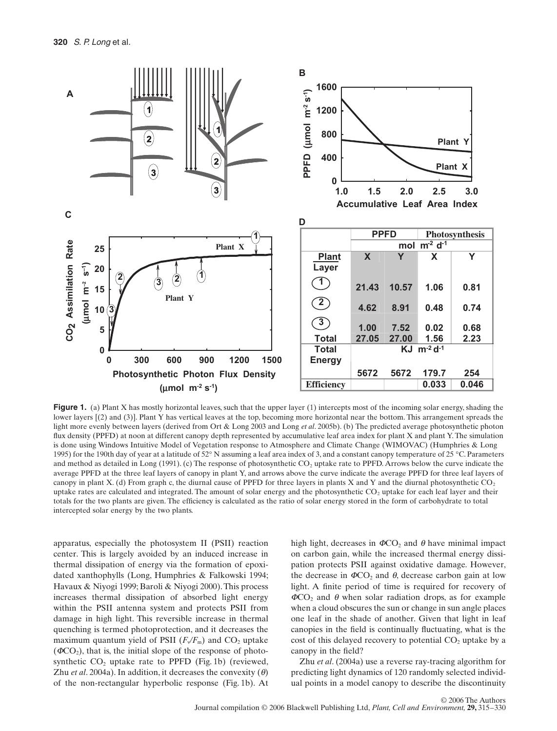| | PPFD | | Photosynthesis | |
|---|---|---|---|---|
| | mol $m^{-2}$ $d^{-1}$ | | | |
| Plant Layer | X | Y | X | Y |
| 1 | 21.43 | 10.57 | 1.06 | 0.81 |
| 2 | 4.62 | 8.91 | 0.48 | 0.74 |
| 3 | 1.00 | 7.52 | 0.02 | 0.68 |
| Total | 27.05 | 27.00 | 1.56 | 2.23 |
| Total Energy | KJ $m^{-2}$ $d^{-1}$ | | | |
| | 5672 | 5672 | 179.7 | 254 |
| Efficiency | | | 0.033 | 0.046 |

**Figure 1.** (a) Plant X has mostly horizontal leaves, such that the upper layer (1) intercepts most of the incoming solar energy, shading the lower layers [(2) and (3)]. Plant Y has vertical leaves at the top, becoming more horizontal near the bottom. This arrangement spreads the light more evenly between layers (derived from Ort & Long 2003 and Long *et al*. 2005b). (b) The predicted average photosynthetic photon flux density (PPFD) at noon at different canopy depth represented by accumulative leaf area index for plant X and plant Y. The simulation is done using Windows Intuitive Model of Vegetation response to Atmosphere and Climate Change (WIMOVAC) (Humphries & Long 1995) for the 190th day of year at a latitude of 52° N assuming a leaf area index of 3, and a constant canopy temperature of 25 °C. Parameters and method as detailed in Long (1991). (c) The response of photosynthetic $CO_2$ uptake rate to PPFD. Arrows below the curve indicate the average PPFD at the three leaf layers of canopy in plant Y, and arrows above the curve indicate the average PPFD for three leaf layers of canopy in plant X. (d) From graph c, the diurnal cause of PPFD for three layers in plants X and Y and the diurnal photosynthetic $CO_2$ uptake rates are calculated and integrated. The amount of solar energy and the photosynthetic $CO_2$ uptake for each leaf layer and their totals for the two plants are given. The efficiency is calculated as the ratio of solar energy stored in the form of carbohydrate to total intercepted solar energy by the two plants.

apparatus, especially the photosystem II (PSII) reaction center. This is largely avoided by an induced increase in thermal dissipation of energy via the formation of epoxidated xanthophylls (Long, Humphries & Falkowski 1994; Havaux & Niyogi 1999; Baroli & Niyogi 2000). This process increases thermal dissipation of absorbed light energy within the PSII antenna system and protects PSII from damage in high light. This reversible increase in thermal quenching is termed photoprotection, and it decreases the maximum quantum yield of PSII ($F_v/F_m$) and $CO_2$ uptake ($\Phi CO_2$), that is, the initial slope of the response of photosynthetic $CO_2$ uptake rate to PPFD (Fig. 1b) (reviewed, Zhu *et al*. 2004a). In addition, it decreases the convexity ($\theta$) of the non-rectangular hyperbolic response (Fig. 1b). At high light, decreases in $\Phi CO_2$ and $\theta$ have minimal impact on carbon gain, while the increased thermal energy dissipation protects PSII against oxidative damage. However, the decrease in $\Phi CO_2$ and $\theta$, decrease carbon gain at low light. A finite period of time is required for recovery of $\Phi CO_2$ and $\theta$ when solar radiation drops, as for example when a cloud obscures the sun or change in sun angle places one leaf in the shade of another. Given that light in leaf canopies in the field is continually fluctuating, what is the cost of this delayed recovery to potential $CO_2$ uptake by a canopy in the field?

Zhu *et al*. (2004a) use a reverse ray-tracing algorithm for predicting light dynamics of 120 randomly selected individual points in a model canopy to describe the discontinuity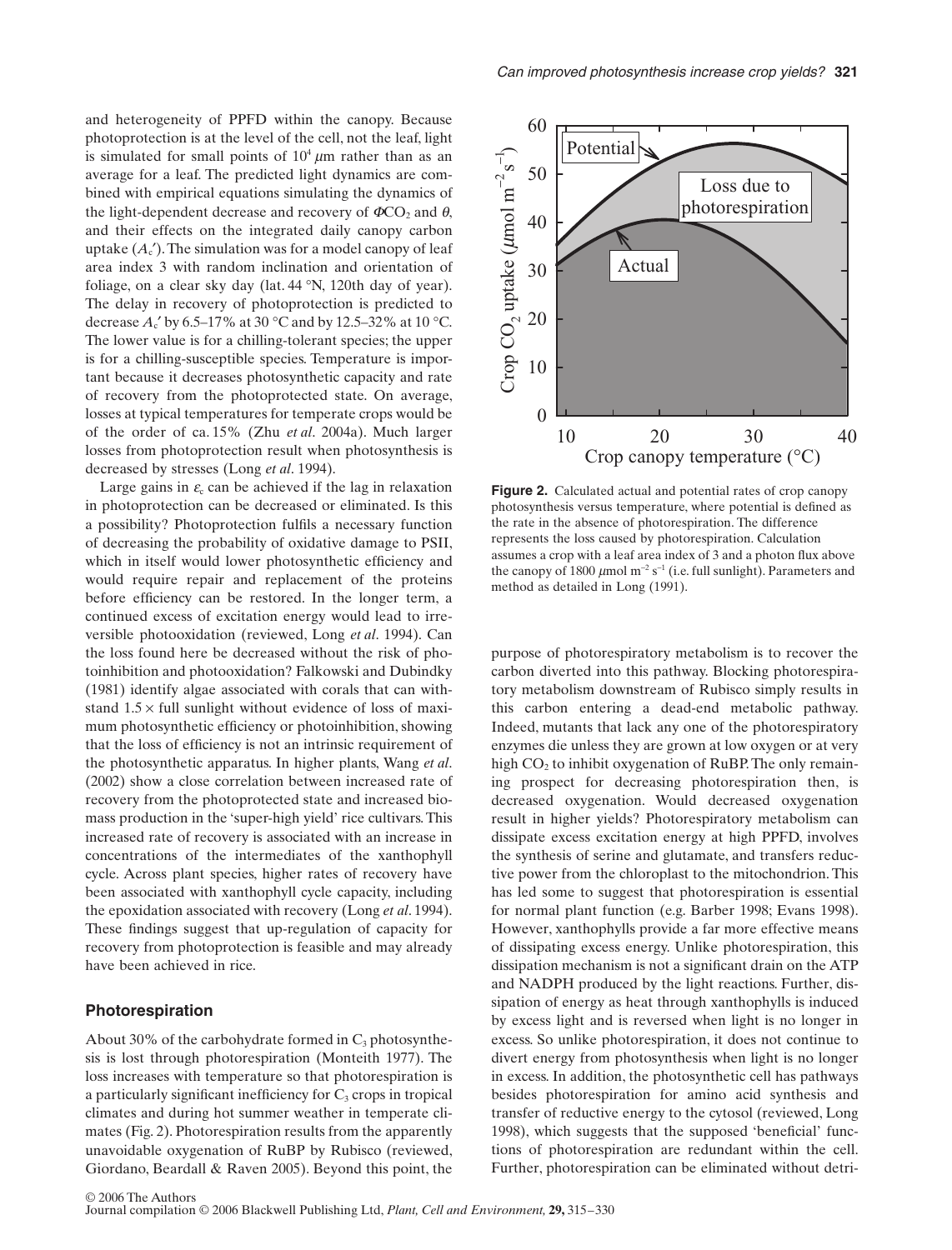and heterogeneity of PPFD within the canopy. Because photoprotection is at the level of the cell, not the leaf, light is simulated for small points of $10^4$ $\mu$m rather than as an average for a leaf. The predicted light dynamics are combined with empirical equations simulating the dynamics of the light-dependent decrease and recovery of $\Phi CO_2$ and $\theta$, and their effects on the integrated daily canopy carbon uptake ($A_c'$). The simulation was for a model canopy of leaf area index 3 with random inclination and orientation of foliage, on a clear sky day (lat. 44 °N, 120th day of year). The delay in recovery of photoprotection is predicted to decrease $A_c'$ by 6.5–17% at 30 °C and by 12.5–32% at 10 °C. The lower value is for a chilling-tolerant species; the upper is for a chilling-susceptible species. Temperature is important because it decreases photosynthetic capacity and rate of recovery from the photoprotected state. On average, losses at typical temperatures for temperate crops would be of the order of ca. 15% (Zhu *et al*. 2004a). Much larger losses from photoprotection result when photosynthesis is decreased by stresses (Long *et al*. 1994).

Large gains in $\varepsilon_c$ can be achieved if the lag in relaxation in photoprotection can be decreased or eliminated. Is this a possibility? Photoprotection fulfils a necessary function of decreasing the probability of oxidative damage to PSII, which in itself would lower photosynthetic efficiency and would require repair and replacement of the proteins before efficiency can be restored. In the longer term, a continued excess of excitation energy would lead to irreversible photooxidation (reviewed, Long *et al*. 1994). Can the loss found here be decreased without the risk of photoinhibition and photooxidation? Falkowski and Dubindky (1981) identify algae associated with corals that can withstand 1.5 × full sunlight without evidence of loss of maximum photosynthetic efficiency or photoinhibition, showing that the loss of efficiency is not an intrinsic requirement of the photosynthetic apparatus. In higher plants, Wang *et al*. (2002) show a close correlation between increased rate of recovery from the photoprotected state and increased biomass production in the 'super-high yield' rice cultivars. This increased rate of recovery is associated with an increase in concentrations of the intermediates of the xanthophyll cycle. Across plant species, higher rates of recovery have been associated with xanthophyll cycle capacity, including the epoxidation associated with recovery (Long *et al*. 1994). These findings suggest that up-regulation of capacity for recovery from photoprotection is feasible and may already have been achieved in rice.

## Photorespiration

About 30% of the carbohydrate formed in $C_3$ photosynthesis is lost through photorespiration (Monteith 1977). The loss increases with temperature so that photorespiration is a particularly significant inefficiency for $C_3$ crops in tropical climates and during hot summer weather in temperate climates (Fig. 2). Photorespiration results from the apparently unavoidable oxygenation of RuBP by Rubisco (reviewed, Giordano, Beardall & Raven 2005). Beyond this point, the

Potential
Loss due to photorespiration
Actual
Crop $CO_2$ uptake ($\mu$mol m$^{-2}$ s$^{-1}$)
0 10 20 30 40 50 60
Crop canopy temperature (°C)
10 20 30 40

**Figure 2.** Calculated actual and potential rates of crop canopy photosynthesis versus temperature, where potential is defined as the rate in the absence of photorespiration. The difference represents the loss caused by photorespiration. Calculation assumes a crop with a leaf area index of 3 and a photon flux above the canopy of 1800 $\mu$mol m$^{-2}$ s$^{-1}$ (i.e. full sunlight). Parameters and method as detailed in Long (1991).

purpose of photorespiratory metabolism is to recover the carbon diverted into this pathway. Blocking photorespiratory metabolism downstream of Rubisco simply results in this carbon entering a dead-end metabolic pathway. Indeed, mutants that lack any one of the photorespiratory enzymes die unless they are grown at low oxygen or at very high $CO_2$ to inhibit oxygenation of RuBP. The only remaining prospect for decreasing photorespiration then, is decreased oxygenation. Would decreased oxygenation result in higher yields? Photorespiratory metabolism can dissipate excess excitation energy at high PPFD, involves the synthesis of serine and glutamate, and transfers reductive power from the chloroplast to the mitochondrion. This has led some to suggest that photorespiration is essential for normal plant function (e.g. Barber 1998; Evans 1998). However, xanthophylls provide a far more effective means of dissipating excess energy. Unlike photorespiration, this dissipation mechanism is not a significant drain on the ATP and NADPH produced by the light reactions. Further, dissipation of energy as heat through xanthophylls is induced by excess light and is reversed when light is no longer in excess. So unlike photorespiration, it does not continue to divert energy from photosynthesis when light is no longer in excess. In addition, the photosynthetic cell has pathways besides photorespiration for amino acid synthesis and transfer of reductive energy to the cytosol (reviewed, Long 1998), which suggests that the supposed 'beneficial' functions of photorespiration are redundant within the cell. Further, photorespiration can be eliminated without detri-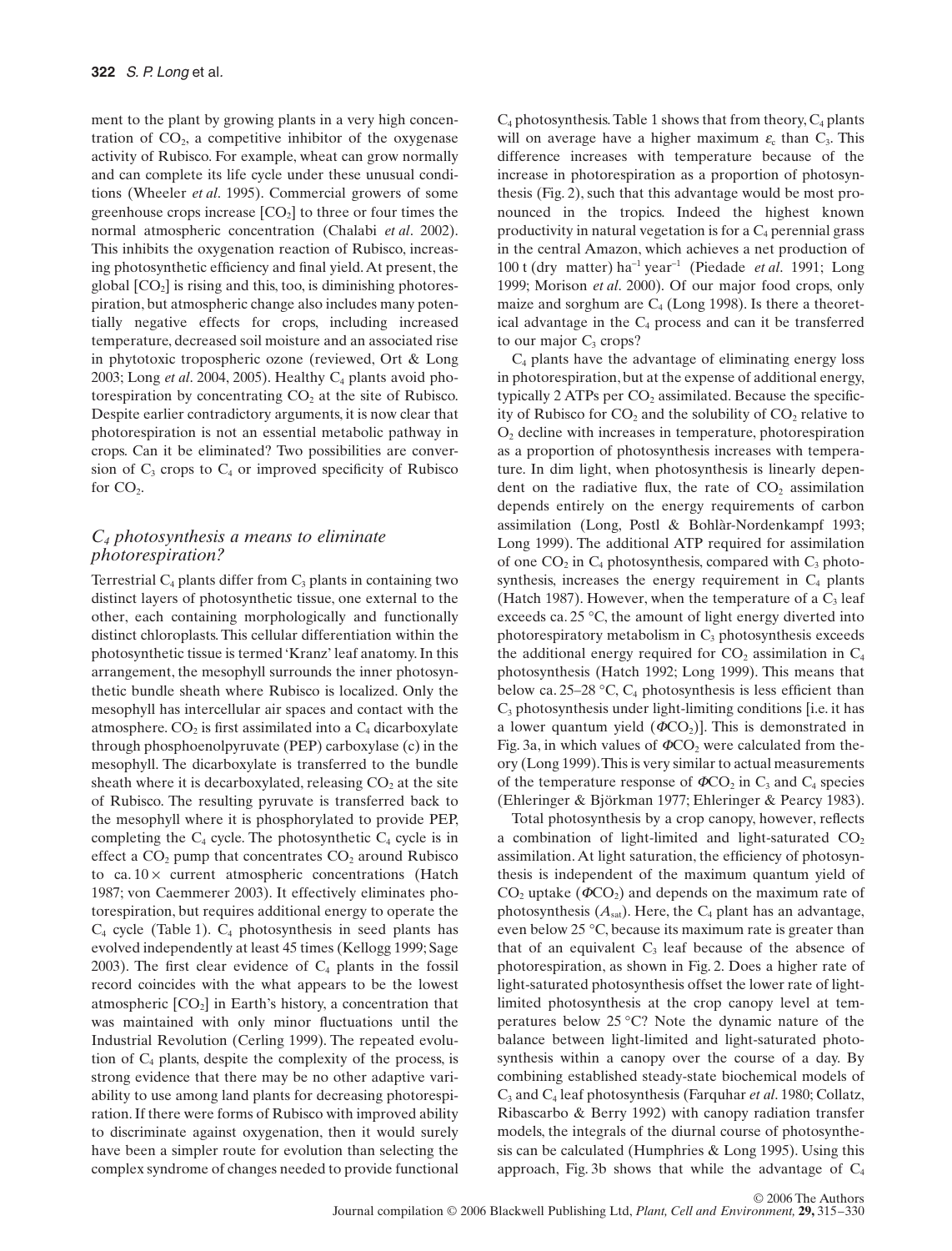ment to the plant by growing plants in a very high concentration of $CO_2$, a competitive inhibitor of the oxygenase activity of Rubisco. For example, wheat can grow normally and can complete its life cycle under these unusual conditions (Wheeler *et al*. 1995). Commercial growers of some greenhouse crops increase [$CO_2$] to three or four times the normal atmospheric concentration (Chalabi *et al*. 2002). This inhibits the oxygenation reaction of Rubisco, increasing photosynthetic efficiency and final yield. At present, the global [$CO_2$] is rising and this, too, is diminishing photorespiration, but atmospheric change also includes many potentially negative effects for crops, including increased temperature, decreased soil moisture and an associated rise in phytotoxic tropospheric ozone (reviewed, Ort & Long 2003; Long *et al*. 2004, 2005). Healthy $C_4$ plants avoid photorespiration by concentrating $CO_2$ at the site of Rubisco. Despite earlier contradictory arguments, it is now clear that photorespiration is not an essential metabolic pathway in crops. Can it be eliminated? Two possibilities are conversion of $C_3$ crops to $C_4$ or improved specificity of Rubisco for $CO_2$.

## *$C_4$ photosynthesis a means to eliminate photorespiration?*

Terrestrial $C_4$ plants differ from $C_3$ plants in containing two distinct layers of photosynthetic tissue, one external to the other, each containing morphologically and functionally distinct chloroplasts. This cellular differentiation within the photosynthetic tissue is termed 'Kranz' leaf anatomy. In this arrangement, the mesophyll surrounds the inner photosynthetic bundle sheath where Rubisco is localized. Only the mesophyll has intercellular air spaces and contact with the atmosphere. $CO_2$ is first assimilated into a $C_4$ dicarboxylate through phosphoenolpyruvate (PEP) carboxylase (c) in the mesophyll. The dicarboxylate is transferred to the bundle sheath where it is decarboxylated, releasing $CO_2$ at the site of Rubisco. The resulting pyruvate is transferred back to the mesophyll where it is phosphorylated to provide PEP, completing the $C_4$ cycle. The photosynthetic $C_4$ cycle is in effect a $CO_2$ pump that concentrates $CO_2$ around Rubisco to ca. 10 × current atmospheric concentrations (Hatch 1987; von Caemmerer 2003). It effectively eliminates photorespiration, but requires additional energy to operate the $C_4$ cycle (Table 1). $C_4$ photosynthesis in seed plants has evolved independently at least 45 times (Kellogg 1999; Sage 2003). The first clear evidence of $C_4$ plants in the fossil record coincides with the what appears to be the lowest atmospheric [$CO_2$] in Earth's history, a concentration that was maintained with only minor fluctuations until the Industrial Revolution (Cerling 1999). The repeated evolution of $C_4$ plants, despite the complexity of the process, is strong evidence that there may be no other adaptive variability to use among land plants for decreasing photorespiration. If there were forms of Rubisco with improved ability to discriminate against oxygenation, then it would surely have been a simpler route for evolution than selecting the complex syndrome of changes needed to provide functional $C_4$ photosynthesis. Table 1 shows that from theory, $C_4$ plants will on average have a higher maximum $\varepsilon_c$ than $C_3$. This difference increases with temperature because of the increase in photorespiration as a proportion of photosynthesis (Fig. 2), such that this advantage would be most pronounced in the tropics. Indeed the highest known productivity in natural vegetation is for a $C_4$ perennial grass in the central Amazon, which achieves a net production of 100 t (dry matter) $ha^{-1}$ $year^{-1}$ (Piedade *et al*. 1991; Long 1999; Morison *et al*. 2000). Of our major food crops, only maize and sorghum are $C_4$ (Long 1998). Is there a theoretical advantage in the $C_4$ process and can it be transferred to our major $C_3$ crops?

$C_4$ plants have the advantage of eliminating energy loss in photorespiration, but at the expense of additional energy, typically 2 ATPs per $CO_2$ assimilated. Because the specificity of Rubisco for $CO_2$ and the solubility of $CO_2$ relative to $O_2$ decline with increases in temperature, photorespiration as a proportion of photosynthesis increases with temperature. In dim light, when photosynthesis is linearly dependent on the radiative flux, the rate of $CO_2$ assimilation depends entirely on the energy requirements of carbon assimilation (Long, Postl & Bohlàr-Nordenkampf 1993; Long 1999). The additional ATP required for assimilation of one $CO_2$ in $C_4$ photosynthesis, compared with $C_3$ photosynthesis, increases the energy requirement in $C_4$ plants (Hatch 1987). However, when the temperature of a $C_3$ leaf exceeds ca. 25 °C, the amount of light energy diverted into photorespiratory metabolism in $C_3$ photosynthesis exceeds the additional energy required for $CO_2$ assimilation in $C_4$ photosynthesis (Hatch 1992; Long 1999). This means that below ca. 25–28 °C, $C_4$ photosynthesis is less efficient than $C_3$ photosynthesis under light-limiting conditions [i.e. it has a lower quantum yield ($\Phi CO_2$)]. This is demonstrated in Fig. 3a, in which values of $\Phi CO_2$ were calculated from theory (Long 1999). This is very similar to actual measurements of the temperature response of $\Phi CO_2$ in $C_3$ and $C_4$ species (Ehleringer & Björkman 1977; Ehleringer & Pearcy 1983).

Total photosynthesis by a crop canopy, however, reflects a combination of light-limited and light-saturated $CO_2$ assimilation. At light saturation, the efficiency of photosynthesis is independent of the maximum quantum yield of $CO_2$ uptake ($\Phi CO_2$) and depends on the maximum rate of photosynthesis ($A_{sat}$). Here, the $C_4$ plant has an advantage, even below 25 °C, because its maximum rate is greater than that of an equivalent $C_3$ leaf because of the absence of photorespiration, as shown in Fig. 2. Does a higher rate of light-saturated photosynthesis offset the lower rate of light-limited photosynthesis at the crop canopy level at temperatures below 25 °C? Note the dynamic nature of the balance between light-limited and light-saturated photosynthesis within a canopy over the course of a day. By combining established steady-state biochemical models of $C_3$ and $C_4$ leaf photosynthesis (Farquhar *et al*. 1980; Collatz, Ribascarbo & Berry 1992) with canopy radiation transfer models, the integrals of the diurnal course of photosynthesis can be calculated (Humphries & Long 1995). Using this approach, Fig. 3b shows that while the advantage of $C_4$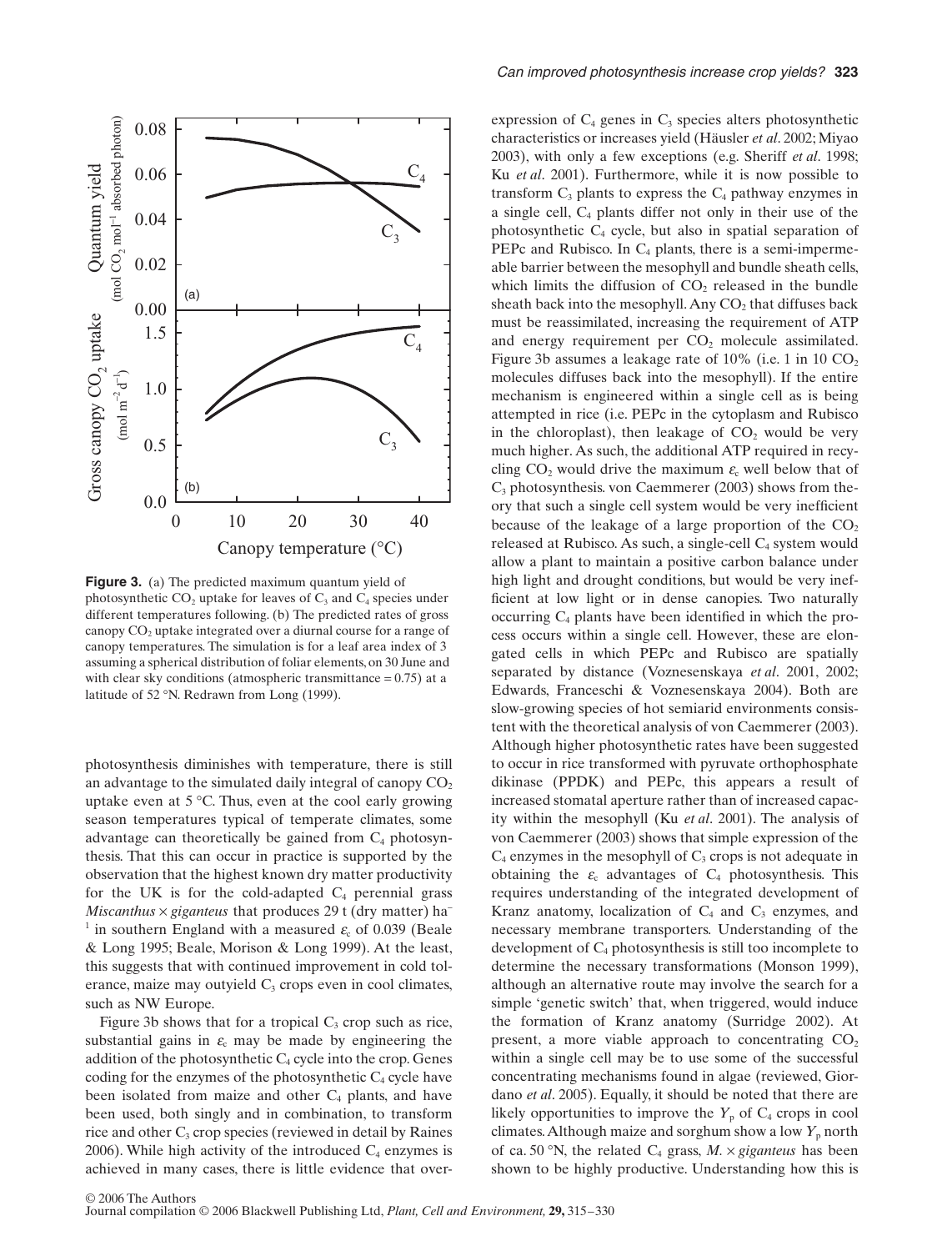**Figure 3.** (a) The predicted maximum quantum yield of photosynthetic $CO_2$ uptake for leaves of $C_3$ and $C_4$ species under different temperatures following. (b) The predicted rates of gross canopy $CO_2$ uptake integrated over a diurnal course for a range of canopy temperatures. The simulation is for a leaf area index of 3 assuming a spherical distribution of foliar elements, on 30 June and with clear sky conditions (atmospheric transmittance = 0.75) at a latitude of 52 °N. Redrawn from Long (1999).

photosynthesis diminishes with temperature, there is still an advantage to the simulated daily integral of canopy $CO_2$ uptake even at 5 °C. Thus, even at the cool early growing season temperatures typical of temperate climates, some advantage can theoretically be gained from $C_4$ photosynthesis. That this can occur in practice is supported by the observation that the highest known dry matter productivity for the UK is for the cold-adapted $C_4$ perennial grass *Miscanthus × giganteus* that produces 29 t (dry matter) ha$^{-1}$ in southern England with a measured $\varepsilon_c$ of 0.039 (Beale & Long 1995; Beale, Morison & Long 1999). At the least, this suggests that with continued improvement in cold tolerance, maize may outyield $C_3$ crops even in cool climates, such as NW Europe.

Figure 3b shows that for a tropical $C_3$ crop such as rice, substantial gains in $\varepsilon_c$ may be made by engineering the addition of the photosynthetic $C_4$ cycle into the crop. Genes coding for the enzymes of the photosynthetic $C_4$ cycle have been isolated from maize and other $C_4$ plants, and have been used, both singly and in combination, to transform rice and other $C_3$ crop species (reviewed in detail by Raines 2006). While high activity of the introduced $C_4$ enzymes is achieved in many cases, there is little evidence that over-expression of $C_4$ genes in $C_3$ species alters photosynthetic characteristics or increases yield (Häusler *et al*. 2002; Miyao 2003), with only a few exceptions (e.g. Sheriff *et al*. 1998; Ku *et al*. 2001). Furthermore, while it is now possible to transform $C_3$ plants to express the $C_4$ pathway enzymes in a single cell, $C_4$ plants differ not only in their use of the photosynthetic $C_4$ cycle, but also in spatial separation of PEPc and Rubisco. In $C_4$ plants, there is a semi-impermeable barrier between the mesophyll and bundle sheath cells, which limits the diffusion of $CO_2$ released in the bundle sheath back into the mesophyll. Any $CO_2$ that diffuses back must be reassimilated, increasing the requirement of ATP and energy requirement per $CO_2$ molecule assimilated. Figure 3b assumes a leakage rate of 10% (i.e. 1 in 10 $CO_2$ molecules diffuses back into the mesophyll). If the entire mechanism is engineered within a single cell as is being attempted in rice (i.e. PEPc in the cytoplasm and Rubisco in the chloroplast), then leakage of $CO_2$ would be very much higher. As such, the additional ATP required in recycling $CO_2$ would drive the maximum $\varepsilon_c$ well below that of $C_3$ photosynthesis. von Caemmerer (2003) shows from theory that such a single cell system would be very inefficient because of the leakage of a large proportion of the $CO_2$ released at Rubisco. As such, a single-cell $C_4$ system would allow a plant to maintain a positive carbon balance under high light and drought conditions, but would be very inefficient at low light or in dense canopies. Two naturally occurring $C_4$ plants have been identified in which the process occurs within a single cell. However, these are elongated cells in which PEPc and Rubisco are spatially separated by distance (Voznesenskaya *et al*. 2001, 2002; Edwards, Franceschi & Voznesenskaya 2004). Both are slow-growing species of hot semiarid environments consistent with the theoretical analysis of von Caemmerer (2003). Although higher photosynthetic rates have been suggested to occur in rice transformed with pyruvate orthophosphate dikinase (PPDK) and PEPc, this appears a result of increased stomatal aperture rather than of increased capacity within the mesophyll (Ku *et al*. 2001). The analysis of von Caemmerer (2003) shows that simple expression of the $C_4$ enzymes in the mesophyll of $C_3$ crops is not adequate in obtaining the $\varepsilon_c$ advantages of $C_4$ photosynthesis. This requires understanding of the integrated development of Kranz anatomy, localization of $C_4$ and $C_3$ enzymes, and necessary membrane transporters. Understanding of the development of $C_4$ photosynthesis is still too incomplete to determine the necessary transformations (Monson 1999), although an alternative route may involve the search for a simple 'genetic switch' that, when triggered, would induce the formation of Kranz anatomy (Surridge 2002). At present, a more viable approach to concentrating $CO_2$ within a single cell may be to use some of the successful concentrating mechanisms found in algae (reviewed, Giordano *et al*. 2005). Equally, it should be noted that there are likely opportunities to improve the $Y_p$ of $C_4$ crops in cool climates. Although maize and sorghum show a low $Y_p$ north of ca. 50 °N, the related $C_4$ grass, *M. × giganteus* has been shown to be highly productive. Understanding how this is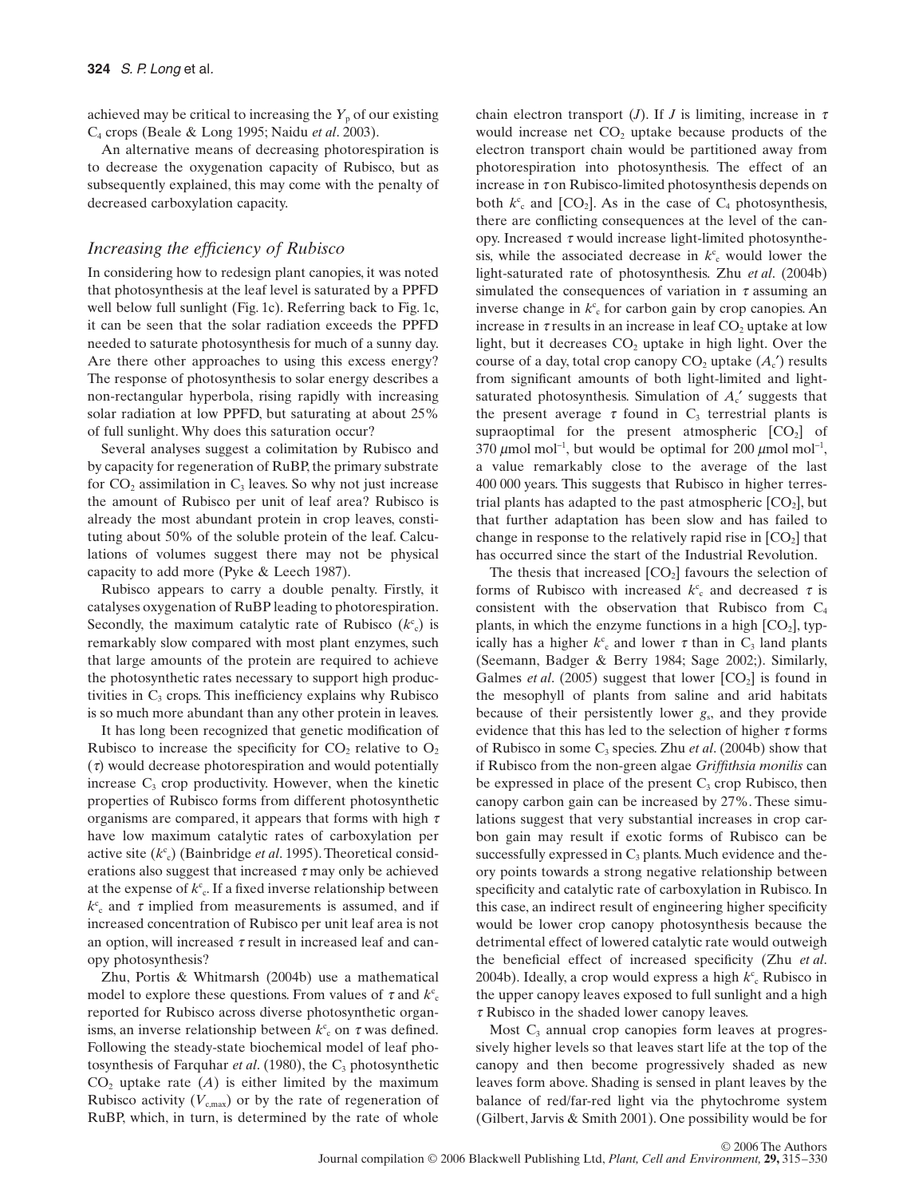achieved may be critical to increasing the $Y_p$ of our existing $C_4$ crops (Beale & Long 1995; Naidu *et al*. 2003).

An alternative means of decreasing photorespiration is to decrease the oxygenation capacity of Rubisco, but as subsequently explained, this may come with the penalty of decreased carboxylation capacity.

### *Increasing the efficiency of Rubisco*

In considering how to redesign plant canopies, it was noted that photosynthesis at the leaf level is saturated by a PPFD well below full sunlight (Fig. 1c). Referring back to Fig. 1c, it can be seen that the solar radiation exceeds the PPFD needed to saturate photosynthesis for much of a sunny day. Are there other approaches to using this excess energy? The response of photosynthesis to solar energy describes a non-rectangular hyperbola, rising rapidly with increasing solar radiation at low PPFD, but saturating at about 25% of full sunlight. Why does this saturation occur?

Several analyses suggest a colimitation by Rubisco and by capacity for regeneration of RuBP, the primary substrate for $CO_2$ assimilation in $C_3$ leaves. So why not just increase the amount of Rubisco per unit of leaf area? Rubisco is already the most abundant protein in crop leaves, constituting about 50% of the soluble protein of the leaf. Calculations of volumes suggest there may not be physical capacity to add more (Pyke & Leech 1987).

Rubisco appears to carry a double penalty. Firstly, it catalyses oxygenation of RuBP leading to photorespiration. Secondly, the maximum catalytic rate of Rubisco ($k^c_c$) is remarkably slow compared with most plant enzymes, such that large amounts of the protein are required to achieve the photosynthetic rates necessary to support high productivities in $C_3$ crops. This inefficiency explains why Rubisco is so much more abundant than any other protein in leaves.

It has long been recognized that genetic modification of Rubisco to increase the specificity for $CO_2$ relative to $O_2$ ($\tau$) would decrease photorespiration and would potentially increase $C_3$ crop productivity. However, when the kinetic properties of Rubisco forms from different photosynthetic organisms are compared, it appears that forms with high $\tau$ have low maximum catalytic rates of carboxylation per active site ($k^c_c$) (Bainbridge *et al*. 1995). Theoretical considerations also suggest that increased $\tau$ may only be achieved at the expense of $k^c_c$. If a fixed inverse relationship between $k^c_c$ and $\tau$ implied from measurements is assumed, and if increased concentration of Rubisco per unit leaf area is not an option, will increased $\tau$ result in increased leaf and canopy photosynthesis?

Zhu, Portis & Whitmarsh (2004b) use a mathematical model to explore these questions. From values of $\tau$ and $k^c_c$ reported for Rubisco across diverse photosynthetic organisms, an inverse relationship between $k^c_c$ on $\tau$ was defined. Following the steady-state biochemical model of leaf photosynthesis of Farquhar *et al*. (1980), the $C_3$ photosynthetic $CO_2$ uptake rate ($A$) is either limited by the maximum Rubisco activity ($V_{c,max}$) or by the rate of regeneration of RuBP, which, in turn, is determined by the rate of whole chain electron transport ($J$). If $J$ is limiting, increase in $\tau$ would increase net $CO_2$ uptake because products of the electron transport chain would be partitioned away from photorespiration into photosynthesis. The effect of an increase in $\tau$ on Rubisco-limited photosynthesis depends on both $k^c_c$ and [$CO_2$]. As in the case of $C_4$ photosynthesis, there are conflicting consequences at the level of the canopy. Increased $\tau$ would increase light-limited photosynthesis, while the associated decrease in $k^c_c$ would lower the light-saturated rate of photosynthesis. Zhu *et al*. (2004b) simulated the consequences of variation in $\tau$ assuming an inverse change in $k^c_c$ for carbon gain by crop canopies. An increase in $\tau$ results in an increase in leaf $CO_2$ uptake at low light, but it decreases $CO_2$ uptake in high light. Over the course of a day, total crop canopy $CO_2$ uptake ($A_c'$) results from significant amounts of both light-limited and light-saturated photosynthesis. Simulation of $A_c'$ suggests that the present average $\tau$ found in $C_3$ terrestrial plants is supraoptimal for the present atmospheric [$CO_2$] of 370 $\mu$mol mol$^{-1}$, but would be optimal for 200 $\mu$mol mol$^{-1}$, a value remarkably close to the average of the last 400 000 years. This suggests that Rubisco in higher terrestrial plants has adapted to the past atmospheric [$CO_2$], but that further adaptation has been slow and has failed to change in response to the relatively rapid rise in [$CO_2$] that has occurred since the start of the Industrial Revolution.

The thesis that increased [$CO_2$] favours the selection of forms of Rubisco with increased $k^c_c$ and decreased $\tau$ is consistent with the observation that Rubisco from $C_4$ plants, in which the enzyme functions in a high [$CO_2$], typically has a higher $k^c_c$ and lower $\tau$ than in $C_3$ land plants (Seemann, Badger & Berry 1984; Sage 2002;). Similarly, Galmes *et al*. (2005) suggest that lower [$CO_2$] is found in the mesophyll of plants from saline and arid habitats because of their persistently lower $g_s$, and they provide evidence that this has led to the selection of higher $\tau$ forms of Rubisco in some $C_3$ species. Zhu *et al*. (2004b) show that if Rubisco from the non-green algae *Griffithsia monilis* can be expressed in place of the present $C_3$ crop Rubisco, then canopy carbon gain can be increased by 27%. These simulations suggest that very substantial increases in crop carbon gain may result if exotic forms of Rubisco can be successfully expressed in $C_3$ plants. Much evidence and theory points towards a strong negative relationship between specificity and catalytic rate of carboxylation in Rubisco. In this case, an indirect result of engineering higher specificity would be lower crop canopy photosynthesis because the detrimental effect of lowered catalytic rate would outweigh the beneficial effect of increased specificity (Zhu *et al*. 2004b). Ideally, a crop would express a high $k^c_c$ Rubisco in the upper canopy leaves exposed to full sunlight and a high $\tau$ Rubisco in the shaded lower canopy leaves.

Most $C_3$ annual crop canopies form leaves at progressively higher levels so that leaves start life at the top of the canopy and then become progressively shaded as new leaves form above. Shading is sensed in plant leaves by the balance of red/far-red light via the phytochrome system (Gilbert, Jarvis & Smith 2001). One possibility would be for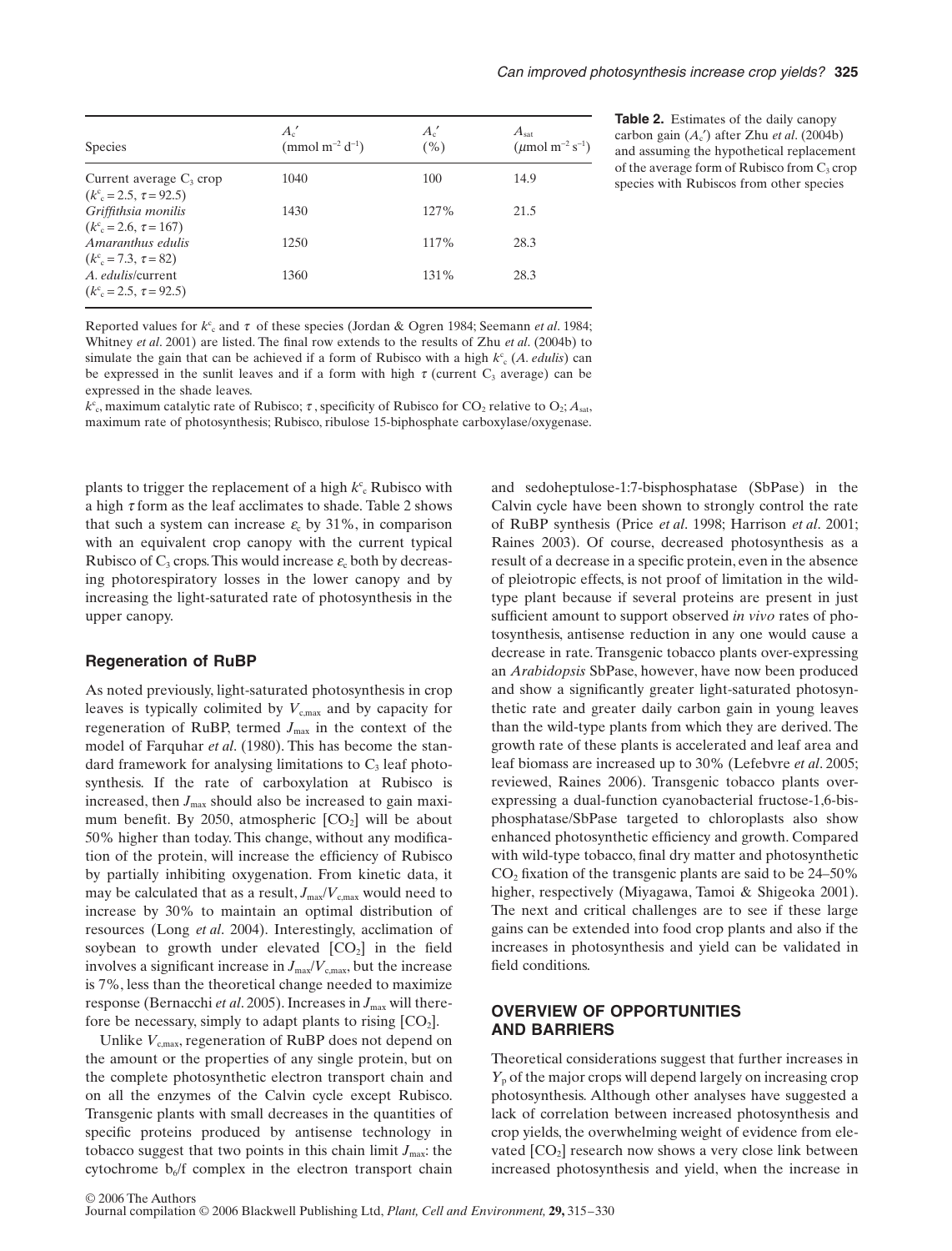**Table 2.** Estimates of the daily canopy carbon gain ($A_c'$) after Zhu *et al*. (2004b) and assuming the hypothetical replacement of the average form of Rubisco from $C_3$ crop species with Rubiscos from other species

| Species | $A_c'$ (mmol $m^{-2}$ $d^{-1}$) | $A_c'$ (%) | $A_{sat}$ ($\mu$mol $m^{-2}$ $s^{-1}$) |
|---|---|---|---|
| Current average $C_3$ crop ($k^c_c = 2.5$, $\tau = 92.5$) | 1040 | 100 | 14.9 |
| *Griffithsia monilis* ($k^c_c = 2.6$, $\tau = 167$) | 1430 | 127% | 21.5 |
| *Amaranthus edulis* ($k^c_c = 7.3$, $\tau = 82$) | 1250 | 117% | 28.3 |
| *A. edulis*/current ($k^c_c = 2.5$, $\tau = 92.5$) | 1360 | 131% | 28.3 |

Reported values for $k^c_c$ and $\tau$ of these species (Jordan & Ogren 1984; Seemann *et al*. 1984; Whitney *et al*. 2001) are listed. The final row extends to the results of Zhu *et al*. (2004b) to simulate the gain that can be achieved if a form of Rubisco with a high $k^c_c$ (*A. edulis*) can be expressed in the sunlit leaves and if a form with high $\tau$ (current $C_3$ average) can be expressed in the shade leaves.

$k^c_c$, maximum catalytic rate of Rubisco; $\tau$, specificity of Rubisco for $CO_2$ relative to $O_2$; $A_{sat}$, maximum rate of photosynthesis; Rubisco, ribulose 15-biphosphate carboxylase/oxygenase.

plants to trigger the replacement of a high $k^c_c$ Rubisco with a high $\tau$ form as the leaf acclimates to shade. Table 2 shows that such a system can increase $\varepsilon_c$ by 31%, in comparison with an equivalent crop canopy with the current typical Rubisco of $C_3$ crops. This would increase $\varepsilon_c$ both by decreasing photorespiratory losses in the lower canopy and by increasing the light-saturated rate of photosynthesis in the upper canopy.

### Regeneration of RuBP

As noted previously, light-saturated photosynthesis in crop leaves is typically colimited by $V_{c,max}$ and by capacity for regeneration of RuBP, termed $J_{max}$ in the context of the model of Farquhar *et al*. (1980). This has become the standard framework for analysing limitations to $C_3$ leaf photosynthesis. If the rate of carboxylation at Rubisco is increased, then $J_{max}$ should also be increased to gain maximum benefit. By 2050, atmospheric [$CO_2$] will be about 50% higher than today. This change, without any modification of the protein, will increase the efficiency of Rubisco by partially inhibiting oxygenation. From kinetic data, it may be calculated that as a result, $J_{max}/V_{c,max}$ would need to increase by 30% to maintain an optimal distribution of resources (Long *et al*. 2004). Interestingly, acclimation of soybean to growth under elevated [$CO_2$] in the field involves a significant increase in $J_{max}/V_{c,max}$, but the increase is 7%, less than the theoretical change needed to maximize response (Bernacchi *et al*. 2005). Increases in $J_{max}$ will therefore be necessary, simply to adapt plants to rising [$CO_2$].

Unlike $V_{c,max}$, regeneration of RuBP does not depend on the amount or the properties of any single protein, but on the complete photosynthetic electron transport chain and on all the enzymes of the Calvin cycle except Rubisco. Transgenic plants with small decreases in the quantities of specific proteins produced by antisense technology in tobacco suggest that two points in this chain limit $J_{max}$: the cytochrome $b_6$/f complex in the electron transport chain and sedoheptulose-1:7-bisphosphatase (SbPase) in the Calvin cycle have been shown to strongly control the rate of RuBP synthesis (Price *et al*. 1998; Harrison *et al*. 2001; Raines 2003). Of course, decreased photosynthesis as a result of a decrease in a specific protein, even in the absence of pleiotropic effects, is not proof of limitation in the wild-type plant because if several proteins are present in just sufficient amount to support observed *in vivo* rates of photosynthesis, antisense reduction in any one would cause a decrease in rate. Transgenic tobacco plants over-expressing an *Arabidopsis* SbPase, however, have now been produced and show a significantly greater light-saturated photosynthetic rate and greater daily carbon gain in young leaves than the wild-type plants from which they are derived. The growth rate of these plants is accelerated and leaf area and leaf biomass are increased up to 30% (Lefebvre *et al*. 2005; reviewed, Raines 2006). Transgenic tobacco plants over-expressing a dual-function cyanobacterial fructose-1,6-bisphosphatase/SbPase targeted to chloroplasts also show enhanced photosynthetic efficiency and growth. Compared with wild-type tobacco, final dry matter and photosynthetic $CO_2$ fixation of the transgenic plants are said to be 24–50% higher, respectively (Miyagawa, Tamoi & Shigeoka 2001). The next and critical challenges are to see if these large gains can be extended into food crop plants and also if the increases in photosynthesis and yield can be validated in field conditions.

## OVERVIEW OF OPPORTUNITIES AND BARRIERS

Theoretical considerations suggest that further increases in $Y_p$ of the major crops will depend largely on increasing crop photosynthesis. Although other analyses have suggested a lack of correlation between increased photosynthesis and crop yields, the overwhelming weight of evidence from elevated [$CO_2$] research now shows a very close link between increased photosynthesis and yield, when the increase in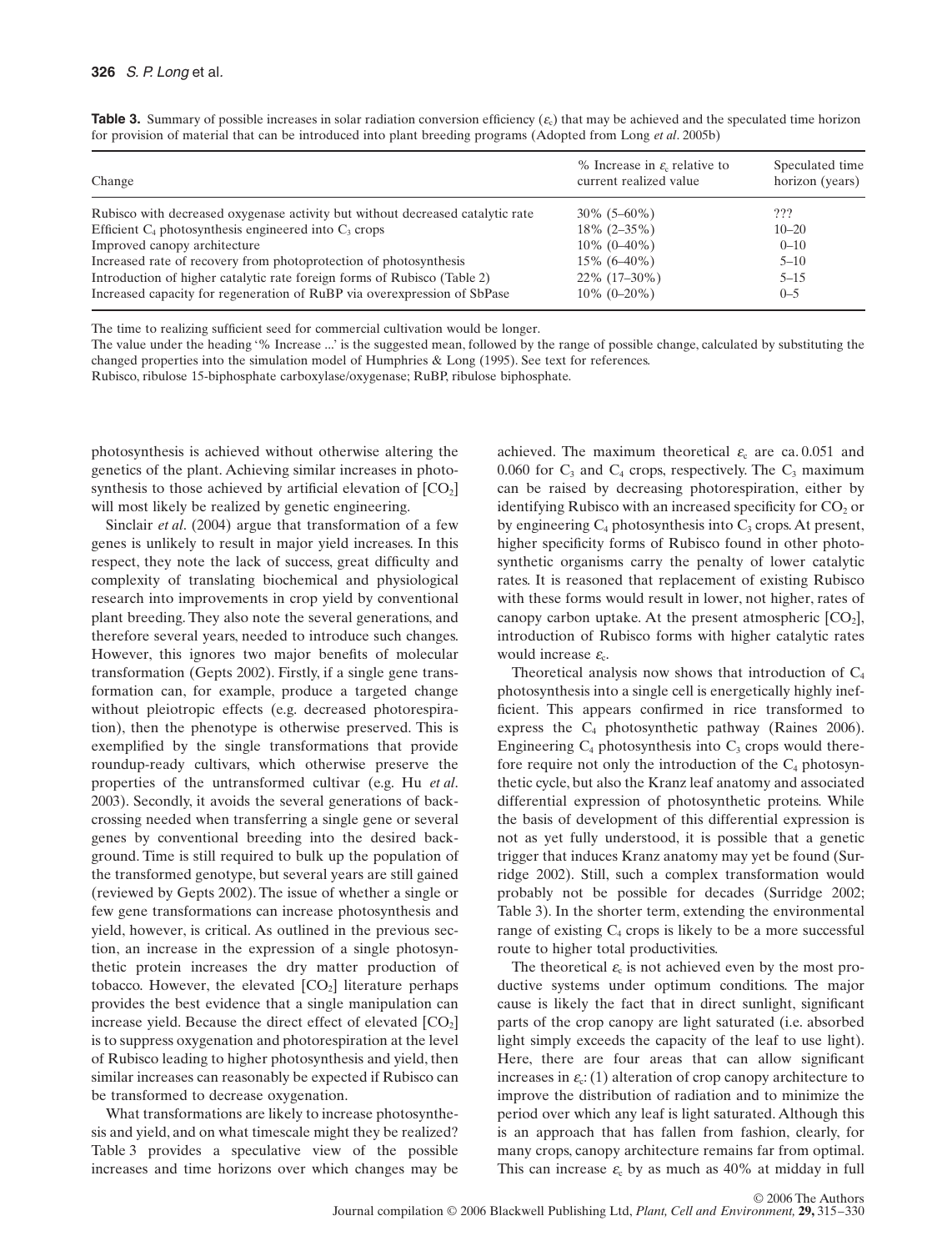**Table 3.** Summary of possible increases in solar radiation conversion efficiency ($\varepsilon_c$) that may be achieved and the speculated time horizon for provision of material that can be introduced into plant breeding programs (Adopted from Long *et al*. 2005b)

| Change | % Increase in $\varepsilon_c$ relative to current realized value | Speculated time horizon (years) |
|---|---|---|
| Rubisco with decreased oxygenase activity but without decreased catalytic rate | 30% (5–60%) | ??? |
| Efficient $C_4$ photosynthesis engineered into $C_3$ crops | 18% (2–35%) | 10–20 |
| Improved canopy architecture | 10% (0–40%) | 0–10 |
| Increased rate of recovery from photoprotection of photosynthesis | 15% (6–40%) | 5–10 |
| Introduction of higher catalytic rate foreign forms of Rubisco (Table 2) | 22% (17–30%) | 5–15 |
| Increased capacity for regeneration of RuBP via overexpression of SbPase | 10% (0–20%) | 0–5 |

The time to realizing sufficient seed for commercial cultivation would be longer.
The value under the heading '% Increase ...' is the suggested mean, followed by the range of possible change, calculated by substituting the changed properties into the simulation model of Humphries & Long (1995). See text for references.
Rubisco, ribulose 15-biphosphate carboxylase/oxygenase; RuBP, ribulose biphosphate.

photosynthesis is achieved without otherwise altering the genetics of the plant. Achieving similar increases in photosynthesis to those achieved by artificial elevation of [$CO_2$] will most likely be realized by genetic engineering.

Sinclair *et al*. (2004) argue that transformation of a few genes is unlikely to result in major yield increases. In this respect, they note the lack of success, great difficulty and complexity of translating biochemical and physiological research into improvements in crop yield by conventional plant breeding. They also note the several generations, and therefore several years, needed to introduce such changes. However, this ignores two major benefits of molecular transformation (Gepts 2002). Firstly, if a single gene transformation can, for example, produce a targeted change without pleiotropic effects (e.g. decreased photorespiration), then the phenotype is otherwise preserved. This is exemplified by the single transformations that provide roundup-ready cultivars, which otherwise preserve the properties of the untransformed cultivar (e.g. Hu *et al*. 2003). Secondly, it avoids the several generations of backcrossing needed when transferring a single gene or several genes by conventional breeding into the desired background. Time is still required to bulk up the population of the transformed genotype, but several years are still gained (reviewed by Gepts 2002). The issue of whether a single or few gene transformations can increase photosynthesis and yield, however, is critical. As outlined in the previous section, an increase in the expression of a single photosynthetic protein increases the dry matter production of tobacco. However, the elevated [$CO_2$] literature perhaps provides the best evidence that a single manipulation can increase yield. Because the direct effect of elevated [$CO_2$] is to suppress oxygenation and photorespiration at the level of Rubisco leading to higher photosynthesis and yield, then similar increases can reasonably be expected if Rubisco can be transformed to decrease oxygenation.

What transformations are likely to increase photosynthesis and yield, and on what timescale might they be realized? Table 3 provides a speculative view of the possible increases and time horizons over which changes may be achieved. The maximum theoretical $\varepsilon_c$ are ca. 0.051 and 0.060 for $C_3$ and $C_4$ crops, respectively. The $C_3$ maximum can be raised by decreasing photorespiration, either by identifying Rubisco with an increased specificity for $CO_2$ or by engineering $C_4$ photosynthesis into $C_3$ crops. At present, higher specificity forms of Rubisco found in other photosynthetic organisms carry the penalty of lower catalytic rates. It is reasoned that replacement of existing Rubisco with these forms would result in lower, not higher, rates of canopy carbon uptake. At the present atmospheric [$CO_2$], introduction of Rubisco forms with higher catalytic rates would increase $\varepsilon_c$.

Theoretical analysis now shows that introduction of $C_4$ photosynthesis into a single cell is energetically highly inefficient. This appears confirmed in rice transformed to express the $C_4$ photosynthetic pathway (Raines 2006). Engineering $C_4$ photosynthesis into $C_3$ crops would therefore require not only the introduction of the $C_4$ photosynthetic cycle, but also the Kranz leaf anatomy and associated differential expression of photosynthetic proteins. While the basis of development of this differential expression is not as yet fully understood, it is possible that a genetic trigger that induces Kranz anatomy may yet be found (Surridge 2002). Still, such a complex transformation would probably not be possible for decades (Surridge 2002; Table 3). In the shorter term, extending the environmental range of existing $C_4$ crops is likely to be a more successful route to higher total productivities.

The theoretical $\varepsilon_c$ is not achieved even by the most productive systems under optimum conditions. The major cause is likely the fact that in direct sunlight, significant parts of the crop canopy are light saturated (i.e. absorbed light simply exceeds the capacity of the leaf to use light). Here, there are four areas that can allow significant increases in $\varepsilon_c$: (1) alteration of crop canopy architecture to improve the distribution of radiation and to minimize the period over which any leaf is light saturated. Although this is an approach that has fallen from fashion, clearly, for many crops, canopy architecture remains far from optimal. This can increase $\varepsilon_c$ by as much as 40% at midday in full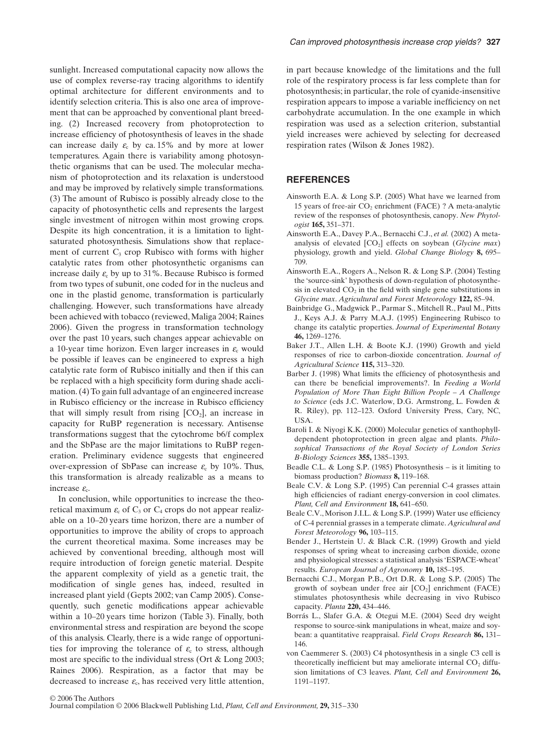sunlight. Increased computational capacity now allows the use of complex reverse-ray tracing algorithms to identify optimal architecture for different environments and to identify selection criteria. This is also one area of improvement that can be approached by conventional plant breeding. (2) Increased recovery from photoprotection to increase efficiency of photosynthesis of leaves in the shade can increase daily $\varepsilon_c$ by ca. 15% and by more at lower temperatures. Again there is variability among photosynthetic organisms that can be used. The molecular mechanism of photoprotection and its relaxation is understood and may be improved by relatively simple transformations. (3) The amount of Rubisco is possibly already close to the capacity of photosynthetic cells and represents the largest single investment of nitrogen within most growing crops. Despite its high concentration, it is a limitation to light-saturated photosynthesis. Simulations show that replacement of current $C_3$ crop Rubisco with forms with higher catalytic rates from other photosynthetic organisms can increase daily $\varepsilon_c$ by up to 31%. Because Rubisco is formed from two types of subunit, one coded for in the nucleus and one in the plastid genome, transformation is particularly challenging. However, such transformations have already been achieved with tobacco (reviewed, Maliga 2004; Raines 2006). Given the progress in transformation technology over the past 10 years, such changes appear achievable on a 10-year time horizon. Even larger increases in $\varepsilon_c$ would be possible if leaves can be engineered to express a high catalytic rate form of Rubisco initially and then if this can be replaced with a high specificity form during shade acclimation. (4) To gain full advantage of an engineered increase in Rubisco efficiency or the increase in Rubisco efficiency that will simply result from rising [$CO_2$], an increase in capacity for RuBP regeneration is necessary. Antisense transformations suggest that the cytochrome b6/f complex and the SbPase are the major limitations to RuBP regeneration. Preliminary evidence suggests that engineered over-expression of SbPase can increase $\varepsilon_c$ by 10%. Thus, this transformation is already realizable as a means to increase $\varepsilon_c$.

In conclusion, while opportunities to increase the theoretical maximum $\varepsilon_c$ of $C_3$ or $C_4$ crops do not appear realizable on a 10–20 years time horizon, there are a number of opportunities to improve the ability of crops to approach the current theoretical maxima. Some increases may be achieved by conventional breeding, although most will require introduction of foreign genetic material. Despite the apparent complexity of yield as a genetic trait, the modification of single genes has, indeed, resulted in increased plant yield (Gepts 2002; van Camp 2005). Consequently, such genetic modifications appear achievable within a 10–20 years time horizon (Table 3). Finally, both environmental stress and respiration are beyond the scope of this analysis. Clearly, there is a wide range of opportunities for improving the tolerance of $\varepsilon_c$ to stress, although most are specific to the individual stress (Ort & Long 2003; Raines 2006). Respiration, as a factor that may be decreased to increase $\varepsilon_c$, has received very little attention, in part because knowledge of the limitations and the full role of the respiratory process is far less complete than for photosynthesis; in particular, the role of cyanide-insensitive respiration appears to impose a variable inefficiency on net carbohydrate accumulation. In the one example in which respiration was used as a selection criterion, substantial yield increases were achieved by selecting for decreased respiration rates (Wilson & Jones 1982).

## REFERENCES

Ainsworth E.A. & Long S.P. (2005) What have we learned from 15 years of free-air $CO_2$ enrichment (FACE) ? A meta-analytic review of the responses of photosynthesis, canopy. *New Phytologist* **165,** 351–371.

Ainsworth E.A., Davey P.A., Bernacchi C.J., *et al.* (2002) A meta-analysis of elevated [$CO_2$] effects on soybean (*Glycine max*) physiology, growth and yield. *Global Change Biology* **8,** 695–709.

Ainsworth E.A., Rogers A., Nelson R. & Long S.P. (2004) Testing the 'source-sink' hypothesis of down-regulation of photosynthesis in elevated $CO_2$ in the field with single gene substitutions in *Glycine max*. *Agricultural and Forest Meteorology* **122,** 85–94.

Bainbridge G., Madgwick P., Parmar S., Mitchell R., Paul M., Pitts J., Keys A.J. & Parry M.A.J. (1995) Engineering Rubisco to change its catalytic properties. *Journal of Experimental Botany* **46,** 1269–1276.

Baker J.T., Allen L.H. & Boote K.J. (1990) Growth and yield responses of rice to carbon-dioxide concentration. *Journal of Agricultural Science* **115,** 313–320.

Barber J. (1998) What limits the efficiency of photosynthesis and can there be beneficial improvements?. In *Feeding a World Population of More Than Eight Billion People – A Challenge to Science* (eds J.C. Waterlow, D.G. Armstrong, L. Fowden & R. Riley), pp. 112–123. Oxford University Press, Cary, NC, USA.

Baroli I. & Niyogi K.K. (2000) Molecular genetics of xanthophyll-dependent photoprotection in green algae and plants. *Philosophical Transactions of the Royal Society of London Series B-Biology Sciences* **355,** 1385–1393.

Beadle C.L. & Long S.P. (1985) Photosynthesis – is it limiting to biomass production? *Biomass* **8,** 119–168.

Beale C.V. & Long S.P. (1995) Can perennial C-4 grasses attain high efficiencies of radiant energy-conversion in cool climates. *Plant, Cell and Environment* **18,** 641–650.

Beale C.V., Morison J.I.L. & Long S.P. (1999) Water use efficiency of C-4 perennial grasses in a temperate climate. *Agricultural and Forest Meteorology* **96,** 103–115.

Bender J., Hertstein U. & Black C.R. (1999) Growth and yield responses of spring wheat to increasing carbon dioxide, ozone and physiological stresses: a statistical analysis 'ESPACE-wheat' results. *European Journal of Agronomy* **10,** 185–195.

Bernacchi C.J., Morgan P.B., Ort D.R. & Long S.P. (2005) The growth of soybean under free air [$CO_2$] enrichment (FACE) stimulates photosynthesis while decreasing in vivo Rubisco capacity. *Planta* **220,** 434–446.

Borrás L., Slafer G.A. & Otegui M.E. (2004) Seed dry weight response to source-sink manipulations in wheat, maize and soybean: a quantitative reappraisal. *Field Crops Research* **86,** 131–146.

von Caemmerer S. (2003) C4 photosynthesis in a single C3 cell is theoretically inefficient but may ameliorate internal $CO_2$ diffusion limitations of C3 leaves. *Plant, Cell and Environment* **26,** 1191–1197.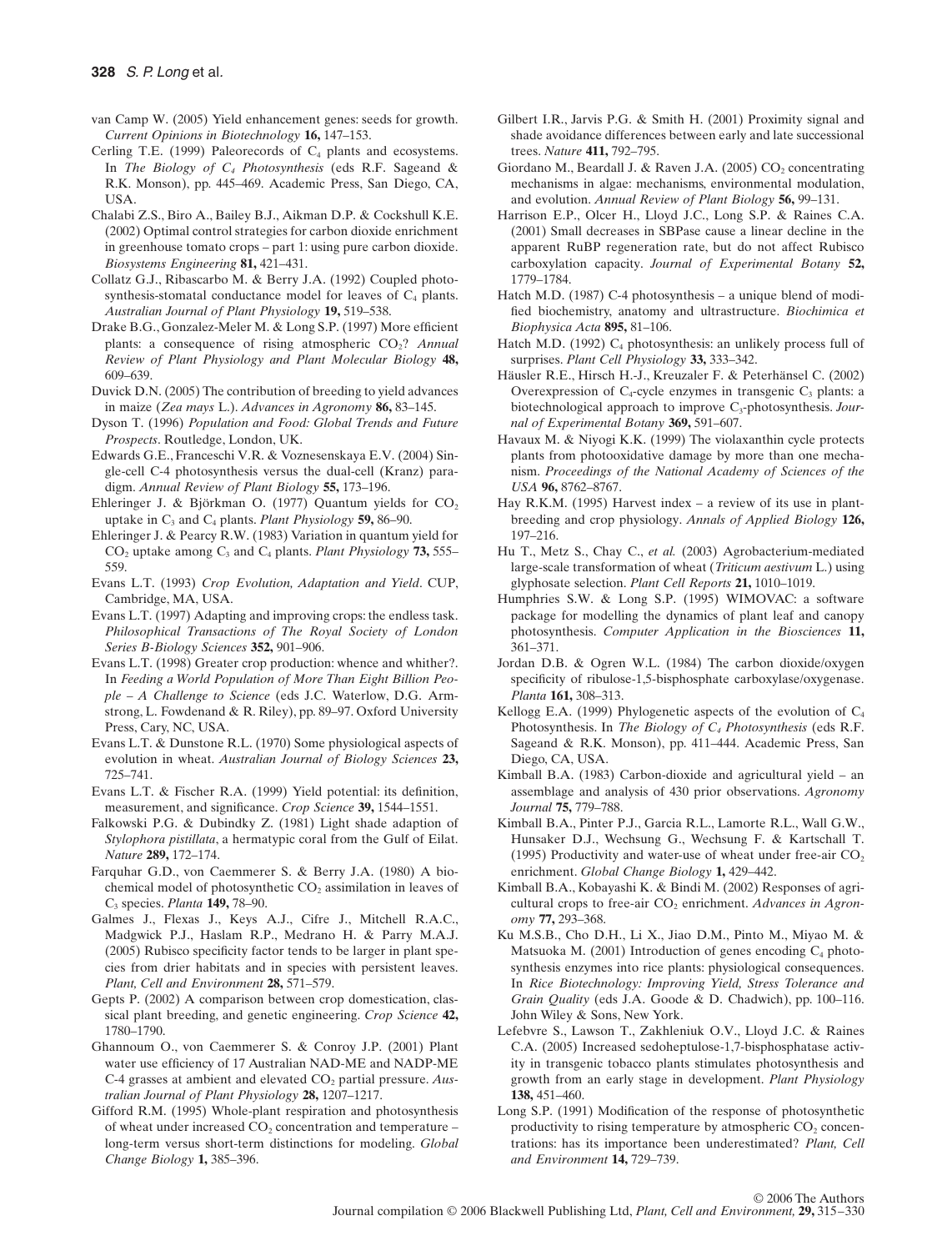van Camp W. (2005) Yield enhancement genes: seeds for growth. *Current Opinions in Biotechnology* **16,** 147–153.

Cerling T.E. (1999) Paleorecords of $C_4$ plants and ecosystems. In *The Biology of $C_4$ Photosynthesis* (eds R.F. Sageand & R.K. Monson), pp. 445–469. Academic Press, San Diego, CA, USA.

Chalabi Z.S., Biro A., Bailey B.J., Aikman D.P. & Cockshull K.E. (2002) Optimal control strategies for carbon dioxide enrichment in greenhouse tomato crops – part 1: using pure carbon dioxide. *Biosystems Engineering* **81,** 421–431.

Collatz G.J., Ribascarbo M. & Berry J.A. (1992) Coupled photosynthesis-stomatal conductance model for leaves of $C_4$ plants. *Australian Journal of Plant Physiology* **19,** 519–538.

Drake B.G., Gonzalez-Meler M. & Long S.P. (1997) More efficient plants: a consequence of rising atmospheric $CO_2$? *Annual Review of Plant Physiology and Plant Molecular Biology* **48,** 609–639.

Duvick D.N. (2005) The contribution of breeding to yield advances in maize (*Zea mays* L.). *Advances in Agronomy* **86,** 83–145.

Dyson T. (1996) *Population and Food: Global Trends and Future Prospects*. Routledge, London, UK.

Edwards G.E., Franceschi V.R. & Voznesenskaya E.V. (2004) Single-cell C-4 photosynthesis versus the dual-cell (Kranz) paradigm. *Annual Review of Plant Biology* **55,** 173–196.

Ehleringer J. & Björkman O. (1977) Quantum yields for $CO_2$ uptake in $C_3$ and $C_4$ plants. *Plant Physiology* **59,** 86–90.

Ehleringer J. & Pearcy R.W. (1983) Variation in quantum yield for $CO_2$ uptake among $C_3$ and $C_4$ plants. *Plant Physiology* **73,** 555–559.

Evans L.T. (1993) *Crop Evolution, Adaptation and Yield*. CUP, Cambridge, MA, USA.

Evans L.T. (1997) Adapting and improving crops: the endless task. *Philosophical Transactions of The Royal Society of London Series B-Biology Sciences* **352,** 901–906.

Evans L.T. (1998) Greater crop production: whence and whither?. In *Feeding a World Population of More Than Eight Billion People – A Challenge to Science* (eds J.C. Waterlow, D.G. Armstrong, L. Fowdenand & R. Riley), pp. 89–97. Oxford University Press, Cary, NC, USA.

Evans L.T. & Dunstone R.L. (1970) Some physiological aspects of evolution in wheat. *Australian Journal of Biology Sciences* **23,** 725–741.

Evans L.T. & Fischer R.A. (1999) Yield potential: its definition, measurement, and significance. *Crop Science* **39,** 1544–1551.

Falkowski P.G. & Dubindky Z. (1981) Light shade adaption of *Stylophora pistillata*, a hermatypic coral from the Gulf of Eilat. *Nature* **289,** 172–174.

Farquhar G.D., von Caemmerer S. & Berry J.A. (1980) A biochemical model of photosynthetic $CO_2$ assimilation in leaves of $C_3$ species. *Planta* **149,** 78–90.

Galmes J., Flexas J., Keys A.J., Cifre J., Mitchell R.A.C., Madgwick P.J., Haslam R.P., Medrano H. & Parry M.A.J. (2005) Rubisco specificity factor tends to be larger in plant species from drier habitats and in species with persistent leaves. *Plant, Cell and Environment* **28,** 571–579.

Gepts P. (2002) A comparison between crop domestication, classical plant breeding, and genetic engineering. *Crop Science* **42,** 1780–1790.

Ghannoum O., von Caemmerer S. & Conroy J.P. (2001) Plant water use efficiency of 17 Australian NAD-ME and NADP-ME C-4 grasses at ambient and elevated $CO_2$ partial pressure. *Australian Journal of Plant Physiology* **28,** 1207–1217.

Gifford R.M. (1995) Whole-plant respiration and photosynthesis of wheat under increased $CO_2$ concentration and temperature – long-term versus short-term distinctions for modeling. *Global Change Biology* **1,** 385–396.

Gilbert I.R., Jarvis P.G. & Smith H. (2001) Proximity signal and shade avoidance differences between early and late successional trees. *Nature* **411,** 792–795.

Giordano M., Beardall J. & Raven J.A. (2005) $CO_2$ concentrating mechanisms in algae: mechanisms, environmental modulation, and evolution. *Annual Review of Plant Biology* **56,** 99–131.

Harrison E.P., Olcer H., Lloyd J.C., Long S.P. & Raines C.A. (2001) Small decreases in SBPase cause a linear decline in the apparent RuBP regeneration rate, but do not affect Rubisco carboxylation capacity. *Journal of Experimental Botany* **52,** 1779–1784.

Hatch M.D. (1987) C-4 photosynthesis – a unique blend of modified biochemistry, anatomy and ultrastructure. *Biochimica et Biophysica Acta* **895,** 81–106.

Hatch M.D. (1992) $C_4$ photosynthesis: an unlikely process full of surprises. *Plant Cell Physiology* **33,** 333–342.

Häusler R.E., Hirsch H.-J., Kreuzaler F. & Peterhänsel C. (2002) Overexpression of $C_4$-cycle enzymes in transgenic $C_3$ plants: a biotechnological approach to improve $C_3$-photosynthesis. *Journal of Experimental Botany* **369,** 591–607.

Havaux M. & Niyogi K.K. (1999) The violaxanthin cycle protects plants from photooxidative damage by more than one mechanism. *Proceedings of the National Academy of Sciences of the USA* **96,** 8762–8767.

Hay R.K.M. (1995) Harvest index – a review of its use in plant-breeding and crop physiology. *Annals of Applied Biology* **126,** 197–216.

Hu T., Metz S., Chay C., *et al.* (2003) Agrobacterium-mediated large-scale transformation of wheat (*Triticum aestivum* L.) using glyphosate selection. *Plant Cell Reports* **21,** 1010–1019.

Humphries S.W. & Long S.P. (1995) WIMOVAC: a software package for modelling the dynamics of plant leaf and canopy photosynthesis. *Computer Application in the Biosciences* **11,** 361–371.

Jordan D.B. & Ogren W.L. (1984) The carbon dioxide/oxygen specificity of ribulose-1,5-bisphosphate carboxylase/oxygenase. *Planta* **161,** 308–313.

Kellogg E.A. (1999) Phylogenetic aspects of the evolution of $C_4$ Photosynthesis. In *The Biology of $C_4$ Photosynthesis* (eds R.F. Sageand & R.K. Monson), pp. 411–444. Academic Press, San Diego, CA, USA.

Kimball B.A. (1983) Carbon-dioxide and agricultural yield – an assemblage and analysis of 430 prior observations. *Agronomy Journal* **75,** 779–788.

Kimball B.A., Pinter P.J., Garcia R.L., Lamorte R.L., Wall G.W., Hunsaker D.J., Wechsung G., Wechsung F. & Kartschall T. (1995) Productivity and water-use of wheat under free-air $CO_2$ enrichment. *Global Change Biology* **1,** 429–442.

Kimball B.A., Kobayashi K. & Bindi M. (2002) Responses of agricultural crops to free-air $CO_2$ enrichment. *Advances in Agronomy* **77,** 293–368.

Ku M.S.B., Cho D.H., Li X., Jiao D.M., Pinto M., Miyao M. & Matsuoka M. (2001) Introduction of genes encoding $C_4$ photosynthesis enzymes into rice plants: physiological consequences. In *Rice Biotechnology: Improving Yield, Stress Tolerance and Grain Quality* (eds J.A. Goode & D. Chadwich), pp. 100–116. John Wiley & Sons, New York.

Lefebvre S., Lawson T., Zakhleniuk O.V., Lloyd J.C. & Raines C.A. (2005) Increased sedoheptulose-1,7-bisphosphatase activity in transgenic tobacco plants stimulates photosynthesis and growth from an early stage in development. *Plant Physiology* **138,** 451–460.

Long S.P. (1991) Modification of the response of photosynthetic productivity to rising temperature by atmospheric $CO_2$ concentrations: has its importance been underestimated? *Plant, Cell and Environment* **14,** 729–739.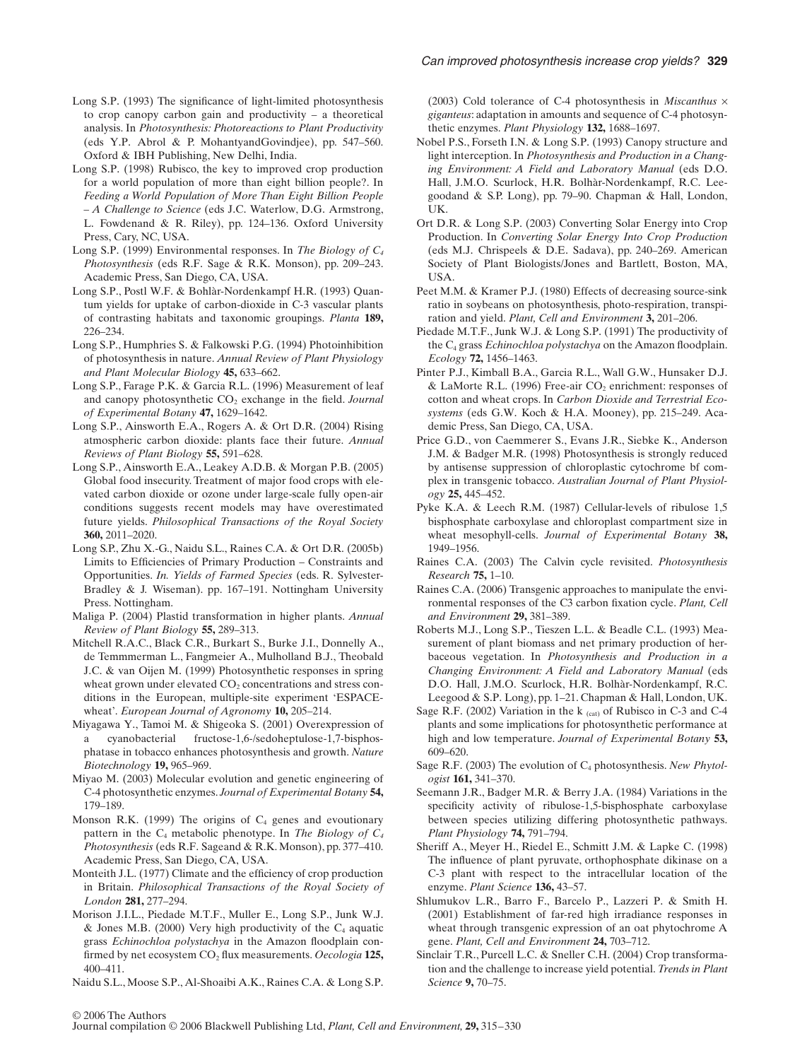Long S.P. (1993) The significance of light-limited photosynthesis to crop canopy carbon gain and productivity – a theoretical analysis. In *Photosynthesis: Photoreactions to Plant Productivity* (eds Y.P. Abrol & P. MohantyandGovindjee), pp. 547–560. Oxford & IBH Publishing, New Delhi, India.

Long S.P. (1998) Rubisco, the key to improved crop production for a world population of more than eight billion people?. In *Feeding a World Population of More Than Eight Billion People – A Challenge to Science* (eds J.C. Waterlow, D.G. Armstrong, L. Fowdenand & R. Riley), pp. 124–136. Oxford University Press, Cary, NC, USA.

Long S.P. (1999) Environmental responses. In *The Biology of $C_4$ Photosynthesis* (eds R.F. Sage & R.K. Monson), pp. 209–243. Academic Press, San Diego, CA, USA.

Long S.P., Postl W.F. & Bohlàr-Nordenkampf H.R. (1993) Quantum yields for uptake of carbon-dioxide in C-3 vascular plants of contrasting habitats and taxonomic groupings. *Planta* **189,** 226–234.

Long S.P., Humphries S. & Falkowski P.G. (1994) Photoinhibition of photosynthesis in nature. *Annual Review of Plant Physiology and Plant Molecular Biology* **45,** 633–662.

Long S.P., Farage P.K. & Garcia R.L. (1996) Measurement of leaf and canopy photosynthetic $CO_2$ exchange in the field. *Journal of Experimental Botany* **47,** 1629–1642.

Long S.P., Ainsworth E.A., Rogers A. & Ort D.R. (2004) Rising atmospheric carbon dioxide: plants face their future. *Annual Reviews of Plant Biology* **55,** 591–628.

Long S.P., Ainsworth E.A., Leakey A.D.B. & Morgan P.B. (2005) Global food insecurity. Treatment of major food crops with elevated carbon dioxide or ozone under large-scale fully open-air conditions suggests recent models may have overestimated future yields. *Philosophical Transactions of the Royal Society* **360,** 2011–2020.

Long S.P., Zhu X.-G., Naidu S.L., Raines C.A. & Ort D.R. (2005b) Limits to Efficiencies of Primary Production – Constraints and Opportunities. *In. Yields of Farmed Species* (eds. R. Sylvester-Bradley & J. Wiseman). pp. 167–191. Nottingham University Press. Nottingham.

Maliga P. (2004) Plastid transformation in higher plants. *Annual Review of Plant Biology* **55,** 289–313.

Mitchell R.A.C., Black C.R., Burkart S., Burke J.I., Donnelly A., de Temmmerman L., Fangmeier A., Mulholland B.J., Theobald J.C. & van Oijen M. (1999) Photosynthetic responses in spring wheat grown under elevated $CO_2$ concentrations and stress conditions in the European, multiple-site experiment 'ESPACE-wheat'. *European Journal of Agronomy* **10,** 205–214.

Miyagawa Y., Tamoi M. & Shigeoka S. (2001) Overexpression of a cyanobacterial fructose-1,6-/sedoheptulose-1,7-bisphosphatase in tobacco enhances photosynthesis and growth. *Nature Biotechnology* **19,** 965–969.

Miyao M. (2003) Molecular evolution and genetic engineering of C-4 photosynthetic enzymes. *Journal of Experimental Botany* **54,** 179–189.

Monson R.K. (1999) The origins of $C_4$ genes and evoutionary pattern in the $C_4$ metabolic phenotype. In *The Biology of $C_4$ Photosynthesis* (eds R.F. Sageand & R.K. Monson), pp. 377–410. Academic Press, San Diego, CA, USA.

Monteith J.L. (1977) Climate and the efficiency of crop production in Britain. *Philosophical Transactions of the Royal Society of London* **281,** 277–294.

Morison J.I.L., Piedade M.T.F., Muller E., Long S.P., Junk W.J. & Jones M.B. (2000) Very high productivity of the $C_4$ aquatic grass *Echinochloa polystachya* in the Amazon floodplain confirmed by net ecosystem $CO_2$ flux measurements. *Oecologia* **125,** 400–411.

Naidu S.L., Moose S.P., Al-Shoaibi A.K., Raines C.A. & Long S.P. (2003) Cold tolerance of C-4 photosynthesis in *Miscanthus* × *giganteus*: adaptation in amounts and sequence of C-4 photosynthetic enzymes. *Plant Physiology* **132,** 1688–1697.

Nobel P.S., Forseth I.N. & Long S.P. (1993) Canopy structure and light interception. In *Photosynthesis and Production in a Changing Environment: A Field and Laboratory Manual* (eds D.O. Hall, J.M.O. Scurlock, H.R. Bolhàr-Nordenkampf, R.C. Leegoodand & S.P. Long), pp. 79–90. Chapman & Hall, London, UK.

Ort D.R. & Long S.P. (2003) Converting Solar Energy into Crop Production. In *Converting Solar Energy Into Crop Production* (eds M.J. Chrispeels & D.E. Sadava), pp. 240–269. American Society of Plant Biologists/Jones and Bartlett, Boston, MA, USA.

Peet M.M. & Kramer P.J. (1980) Effects of decreasing source-sink ratio in soybeans on photosynthesis, photo-respiration, transpiration and yield. *Plant, Cell and Environment* **3,** 201–206.

Piedade M.T.F., Junk W.J. & Long S.P. (1991) The productivity of the $C_4$ grass *Echinochloa polystachya* on the Amazon floodplain. *Ecology* **72,** 1456–1463.

Pinter P.J., Kimball B.A., Garcia R.L., Wall G.W., Hunsaker D.J. & LaMorte R.L. (1996) Free-air $CO_2$ enrichment: responses of cotton and wheat crops. In *Carbon Dioxide and Terrestrial Ecosystems* (eds G.W. Koch & H.A. Mooney), pp. 215–249. Academic Press, San Diego, CA, USA.

Price G.D., von Caemmerer S., Evans J.R., Siebke K., Anderson J.M. & Badger M.R. (1998) Photosynthesis is strongly reduced by antisense suppression of chloroplastic cytochrome bf complex in transgenic tobacco. *Australian Journal of Plant Physiology* **25,** 445–452.

Pyke K.A. & Leech R.M. (1987) Cellular-levels of ribulose 1,5 bisphosphate carboxylase and chloroplast compartment size in wheat mesophyll-cells. *Journal of Experimental Botany* **38,** 1949–1956.

Raines C.A. (2003) The Calvin cycle revisited. *Photosynthesis Research* **75,** 1–10.

Raines C.A. (2006) Transgenic approaches to manipulate the environmental responses of the C3 carbon fixation cycle. *Plant, Cell and Environment* **29,** 381–389.

Roberts M.J., Long S.P., Tieszen L.L. & Beadle C.L. (1993) Measurement of plant biomass and net primary production of herbaceous vegetation. In *Photosynthesis and Production in a Changing Environment: A Field and Laboratory Manual* (eds D.O. Hall, J.M.O. Scurlock, H.R. Bolhàr-Nordenkampf, R.C. Leegood & S.P. Long), pp. 1–21. Chapman & Hall, London, UK.

Sage R.F. (2002) Variation in the $k_{(cat)}$ of Rubisco in C-3 and C-4 plants and some implications for photosynthetic performance at high and low temperature. *Journal of Experimental Botany* **53,** 609–620.

Sage R.F. (2003) The evolution of $C_4$ photosynthesis. *New Phytologist* **161,** 341–370.

Seemann J.R., Badger M.R. & Berry J.A. (1984) Variations in the specificity activity of ribulose-1,5-bisphosphate carboxylase between species utilizing differing photosynthetic pathways. *Plant Physiology* **74,** 791–794.

Sheriff A., Meyer H., Riedel E., Schmitt J.M. & Lapke C. (1998) The influence of plant pyruvate, orthophosphate dikinase on a C-3 plant with respect to the intracellular location of the enzyme. *Plant Science* **136,** 43–57.

Shlumukov L.R., Barro F., Barcelo P., Lazzeri P. & Smith H. (2001) Establishment of far-red high irradiance responses in wheat through transgenic expression of an oat phytochrome A gene. *Plant, Cell and Environment* **24,** 703–712.

Sinclair T.R., Purcell L.C. & Sneller C.H. (2004) Crop transformation and the challenge to increase yield potential. *Trends in Plant Science* **9,** 70–75.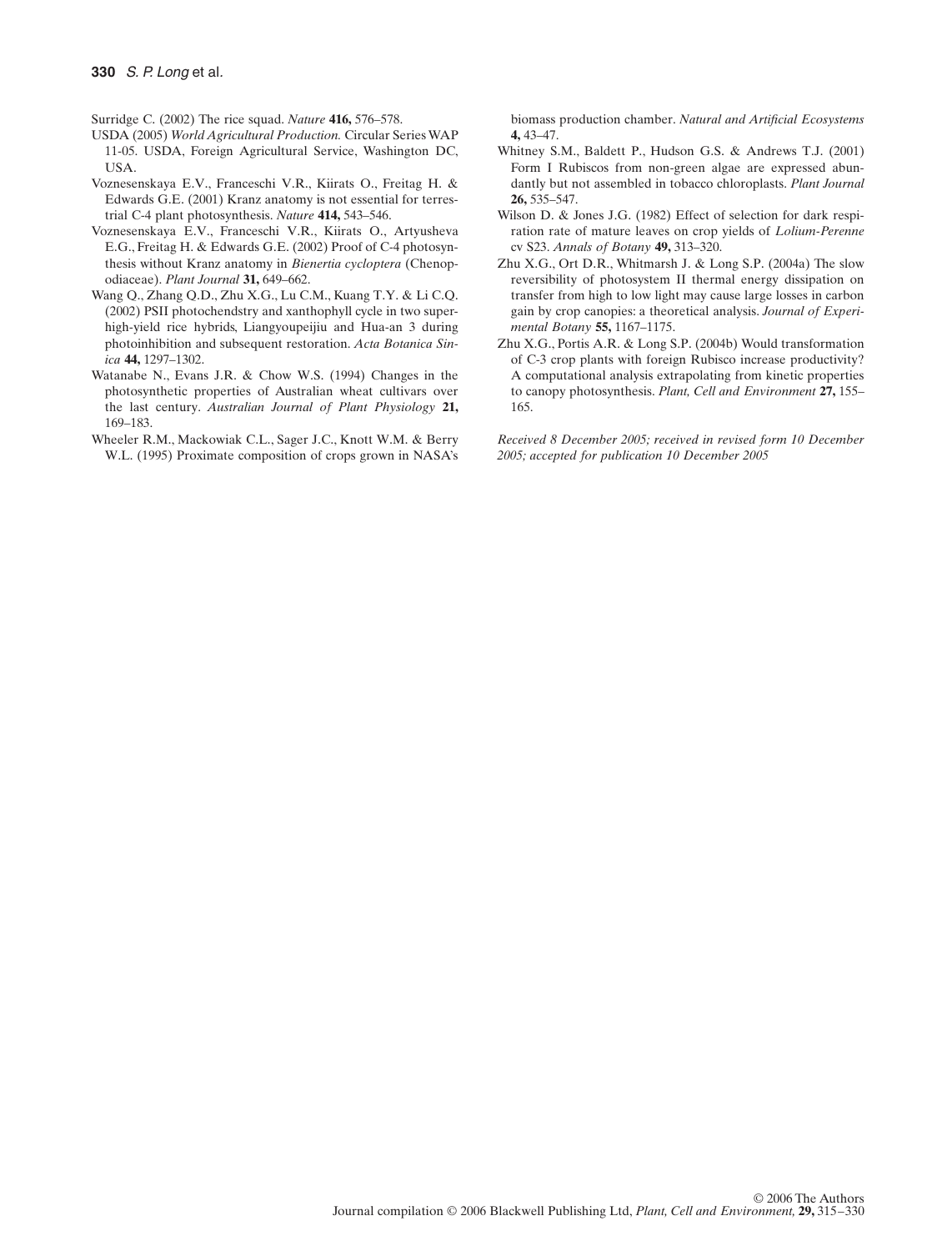Surridge C. (2002) The rice squad. *Nature* **416,** 576–578.

USDA (2005) *World Agricultural Production.* Circular Series WAP 11-05. USDA, Foreign Agricultural Service, Washington DC, USA.

Voznesenskaya E.V., Franceschi V.R., Kiirats O., Freitag H. & Edwards G.E. (2001) Kranz anatomy is not essential for terrestrial C-4 plant photosynthesis. *Nature* **414,** 543–546.

Voznesenskaya E.V., Franceschi V.R., Kiirats O., Artyusheva E.G., Freitag H. & Edwards G.E. (2002) Proof of C-4 photosynthesis without Kranz anatomy in *Bienertia cycloptera* (Chenopodiaceae). *Plant Journal* **31,** 649–662.

Wang Q., Zhang Q.D., Zhu X.G., Lu C.M., Kuang T.Y. & Li C.Q. (2002) PSII photochendstry and xanthophyll cycle in two super-high-yield rice hybrids, Liangyoupeijiu and Hua-an 3 during photoinhibition and subsequent restoration. *Acta Botanica Sinica* **44,** 1297–1302.

Watanabe N., Evans J.R. & Chow W.S. (1994) Changes in the photosynthetic properties of Australian wheat cultivars over the last century. *Australian Journal of Plant Physiology* **21,** 169–183.

Wheeler R.M., Mackowiak C.L., Sager J.C., Knott W.M. & Berry W.L. (1995) Proximate composition of crops grown in NASA's biomass production chamber. *Natural and Artificial Ecosystems* **4,** 43–47.

Whitney S.M., Baldett P., Hudson G.S. & Andrews T.J. (2001) Form I Rubiscos from non-green algae are expressed abundantly but not assembled in tobacco chloroplasts. *Plant Journal* **26,** 535–547.

Wilson D. & Jones J.G. (1982) Effect of selection for dark respiration rate of mature leaves on crop yields of *Lolium-Perenne* cv S23. *Annals of Botany* **49,** 313–320.

Zhu X.G., Ort D.R., Whitmarsh J. & Long S.P. (2004a) The slow reversibility of photosystem II thermal energy dissipation on transfer from high to low light may cause large losses in carbon gain by crop canopies: a theoretical analysis. *Journal of Experimental Botany* **55,** 1167–1175.

Zhu X.G., Portis A.R. & Long S.P. (2004b) Would transformation of C-3 crop plants with foreign Rubisco increase productivity? A computational analysis extrapolating from kinetic properties to canopy photosynthesis. *Plant, Cell and Environment* **27,** 155–165.

*Received 8 December 2005; received in revised form 10 December 2005; accepted for publication 10 December 2005*